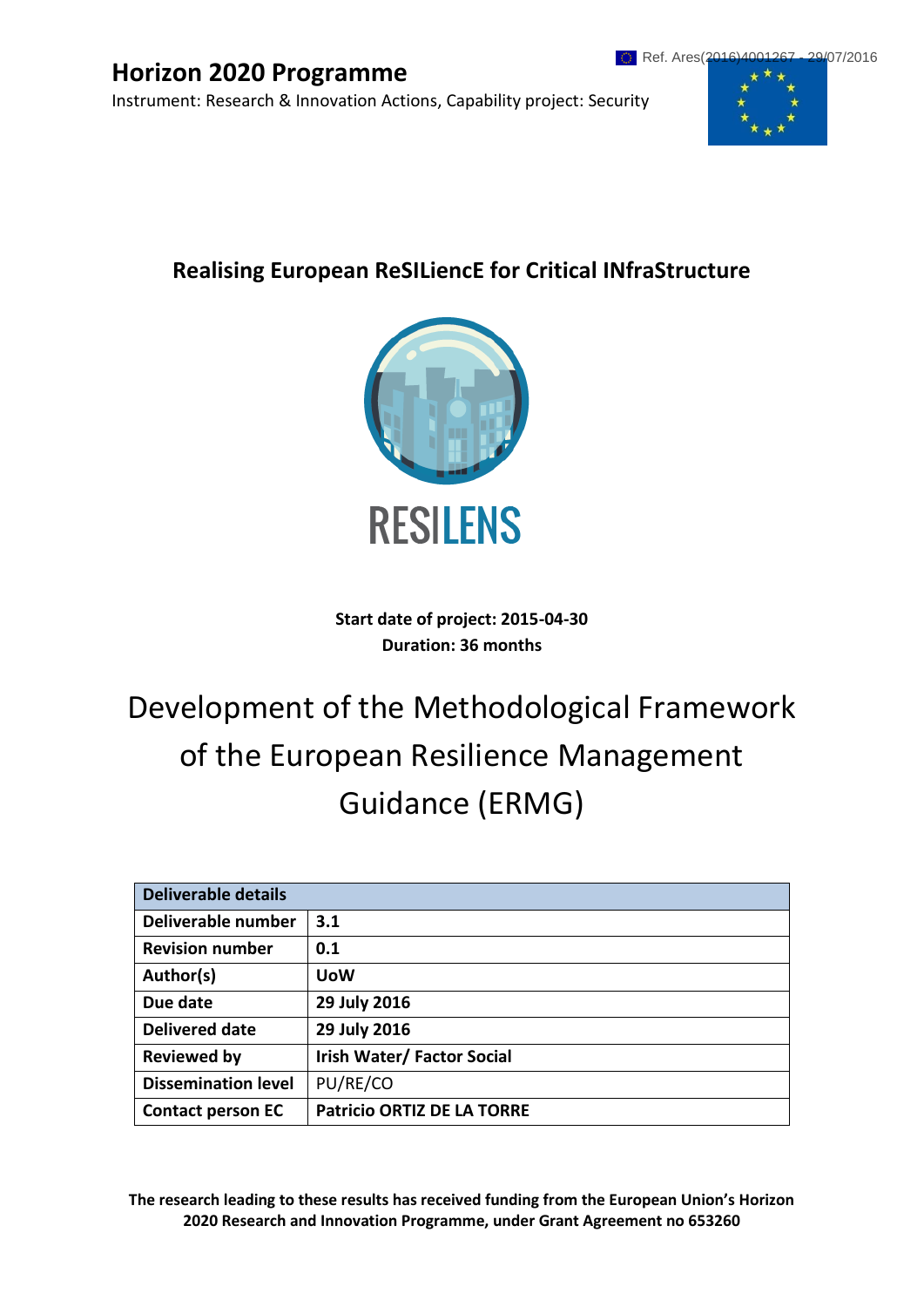Ref. Ares(2016)4001267 - 29/07/2016

# Horizon 2020 Programme

Instrument: Research & Innovation Actions, Capability project: Security

## Realising European ReSILiencE for Critical INfraStructure

RESILENS

**Start date of project: 2015-04-30**
**Duration: 36 months**

# Development of the Methodological Framework of the European Resilience Management Guidance (ERMG)

| **Deliverable details** | |
|---|---|
| **Deliverable number** | **3.1** |
| **Revision number** | **0.1** |
| **Author(s)** | **UoW** |
| **Due date** | **29 July 2016** |
| **Delivered date** | **29 July 2016** |
| **Reviewed by** | **Irish Water/ Factor Social** |
| **Dissemination level** | PU/RE/CO |
| **Contact person EC** | **Patricio ORTIZ DE LA TORRE** |

**The research leading to these results has received funding from the European Union's Horizon 2020 Research and Innovation Programme, under Grant Agreement no 653260**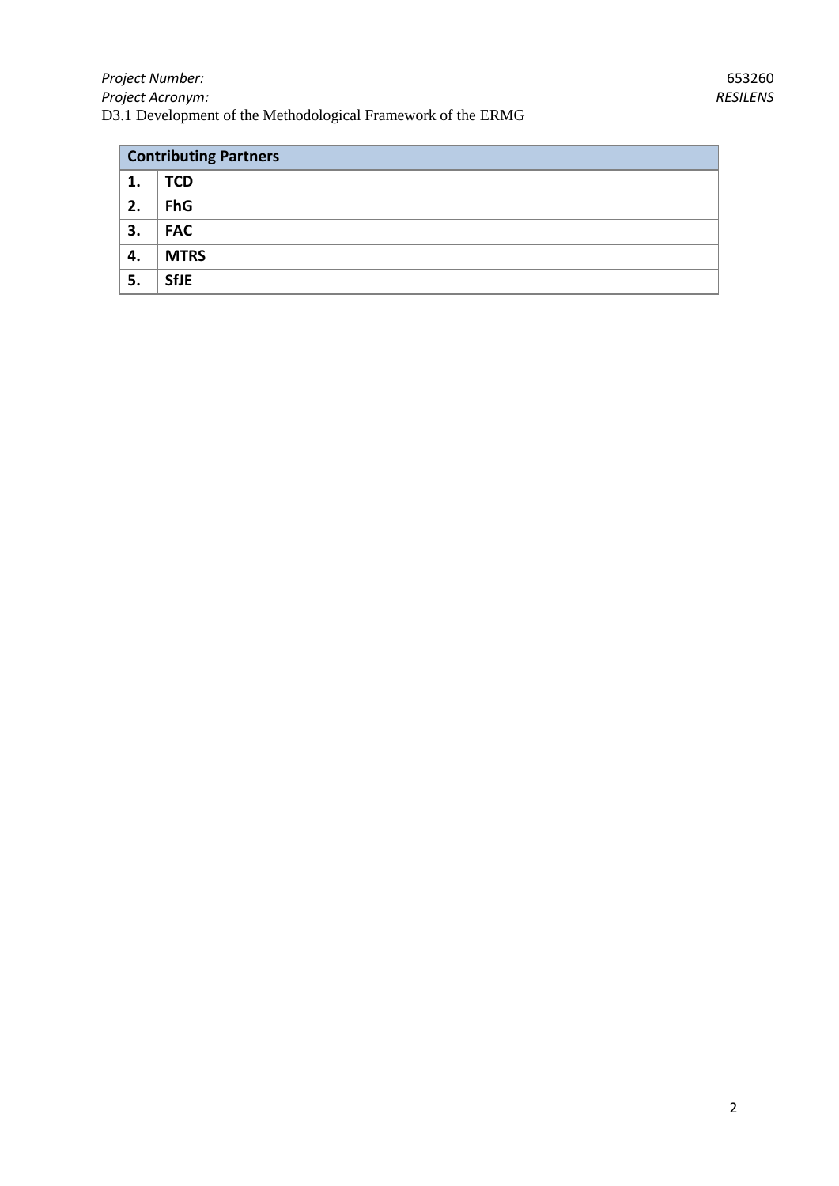| Contributing Partners | |
|---|---|
| **1.** | **TCD** |
| **2.** | **FhG** |
| **3.** | **FAC** |
| **4.** | **MTRS** |
| **5.** | **SfJE** |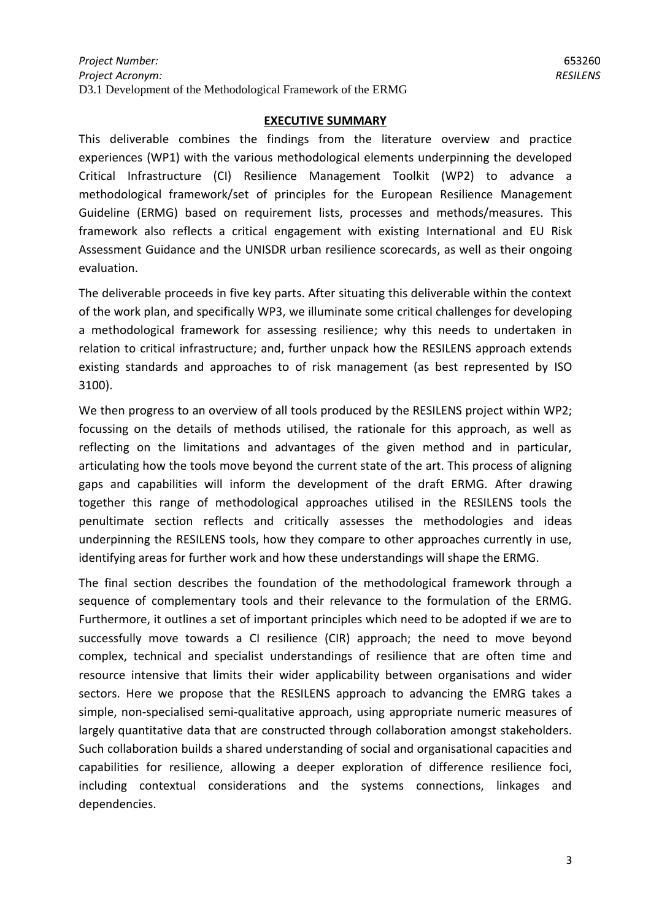## EXECUTIVE SUMMARY

This deliverable combines the findings from the literature overview and practice experiences (WP1) with the various methodological elements underpinning the developed Critical Infrastructure (CI) Resilience Management Toolkit (WP2) to advance a methodological framework/set of principles for the European Resilience Management Guideline (ERMG) based on requirement lists, processes and methods/measures. This framework also reflects a critical engagement with existing International and EU Risk Assessment Guidance and the UNISDR urban resilience scorecards, as well as their ongoing evaluation.

The deliverable proceeds in five key parts. After situating this deliverable within the context of the work plan, and specifically WP3, we illuminate some critical challenges for developing a methodological framework for assessing resilience; why this needs to undertaken in relation to critical infrastructure; and, further unpack how the RESILENS approach extends existing standards and approaches to of risk management (as best represented by ISO 3100).

We then progress to an overview of all tools produced by the RESILENS project within WP2; focussing on the details of methods utilised, the rationale for this approach, as well as reflecting on the limitations and advantages of the given method and in particular, articulating how the tools move beyond the current state of the art. This process of aligning gaps and capabilities will inform the development of the draft ERMG. After drawing together this range of methodological approaches utilised in the RESILENS tools the penultimate section reflects and critically assesses the methodologies and ideas underpinning the RESILENS tools, how they compare to other approaches currently in use, identifying areas for further work and how these understandings will shape the ERMG.

The final section describes the foundation of the methodological framework through a sequence of complementary tools and their relevance to the formulation of the ERMG. Furthermore, it outlines a set of important principles which need to be adopted if we are to successfully move towards a CI resilience (CIR) approach; the need to move beyond complex, technical and specialist understandings of resilience that are often time and resource intensive that limits their wider applicability between organisations and wider sectors. Here we propose that the RESILENS approach to advancing the EMRG takes a simple, non-specialised semi-qualitative approach, using appropriate numeric measures of largely quantitative data that are constructed through collaboration amongst stakeholders. Such collaboration builds a shared understanding of social and organisational capacities and capabilities for resilience, allowing a deeper exploration of difference resilience foci, including contextual considerations and the systems connections, linkages and dependencies.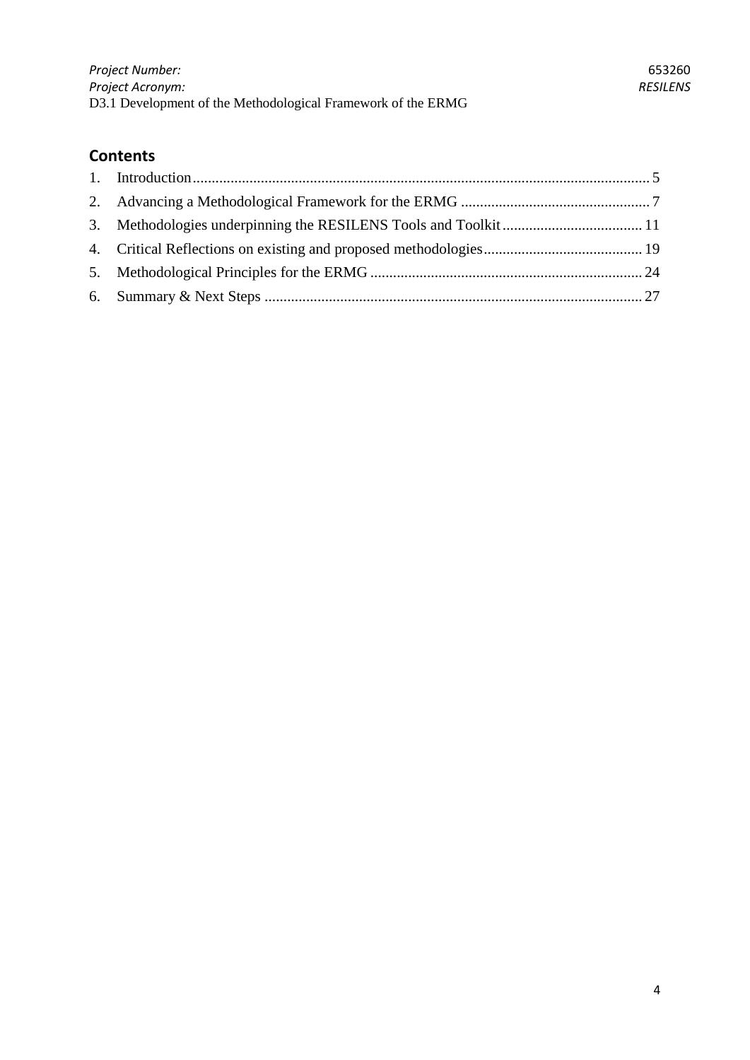## Contents

1. Introduction ........................................................................................................................ 5
2. Advancing a Methodological Framework for the ERMG .................................................. 7
3. Methodologies underpinning the RESILENS Tools and Toolkit ..................................... 11
4. Critical Reflections on existing and proposed methodologies .......................................... 19
5. Methodological Principles for the ERMG ........................................................................ 24
6. Summary & Next Steps .................................................................................................... 27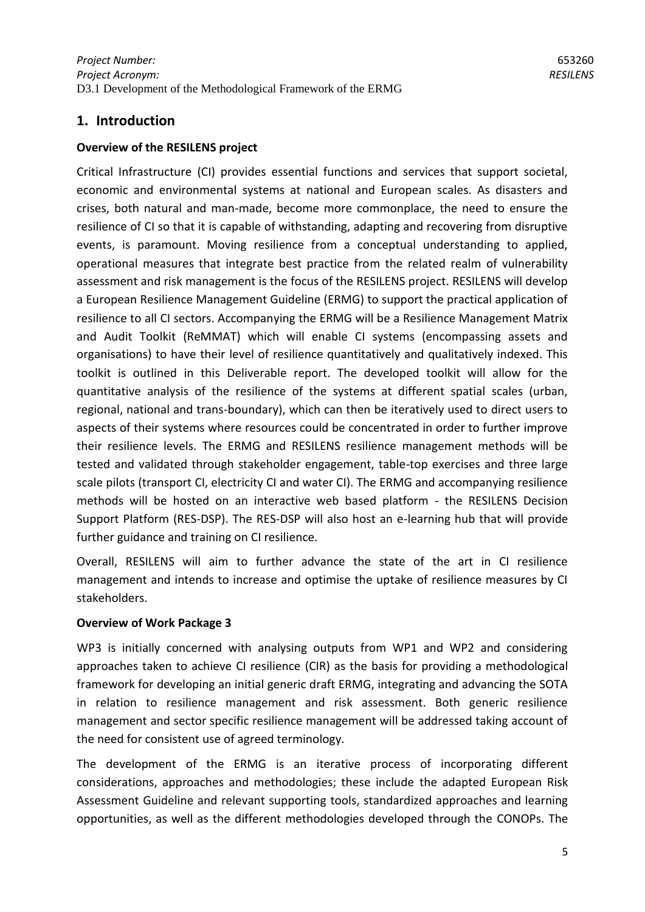# 1. Introduction

**Overview of the RESILENS project**

Critical Infrastructure (CI) provides essential functions and services that support societal, economic and environmental systems at national and European scales. As disasters and crises, both natural and man-made, become more commonplace, the need to ensure the resilience of CI so that it is capable of withstanding, adapting and recovering from disruptive events, is paramount. Moving resilience from a conceptual understanding to applied, operational measures that integrate best practice from the related realm of vulnerability assessment and risk management is the focus of the RESILENS project. RESILENS will develop a European Resilience Management Guideline (ERMG) to support the practical application of resilience to all CI sectors. Accompanying the ERMG will be a Resilience Management Matrix and Audit Toolkit (ReMMAT) which will enable CI systems (encompassing assets and organisations) to have their level of resilience quantitatively and qualitatively indexed. This toolkit is outlined in this Deliverable report. The developed toolkit will allow for the quantitative analysis of the resilience of the systems at different spatial scales (urban, regional, national and trans-boundary), which can then be iteratively used to direct users to aspects of their systems where resources could be concentrated in order to further improve their resilience levels. The ERMG and RESILENS resilience management methods will be tested and validated through stakeholder engagement, table-top exercises and three large scale pilots (transport CI, electricity CI and water CI). The ERMG and accompanying resilience methods will be hosted on an interactive web based platform - the RESILENS Decision Support Platform (RES-DSP). The RES-DSP will also host an e-learning hub that will provide further guidance and training on CI resilience.

Overall, RESILENS will aim to further advance the state of the art in CI resilience management and intends to increase and optimise the uptake of resilience measures by CI stakeholders.

**Overview of Work Package 3**

WP3 is initially concerned with analysing outputs from WP1 and WP2 and considering approaches taken to achieve CI resilience (CIR) as the basis for providing a methodological framework for developing an initial generic draft ERMG, integrating and advancing the SOTA in relation to resilience management and risk assessment. Both generic resilience management and sector specific resilience management will be addressed taking account of the need for consistent use of agreed terminology.

The development of the ERMG is an iterative process of incorporating different considerations, approaches and methodologies; these include the adapted European Risk Assessment Guideline and relevant supporting tools, standardized approaches and learning opportunities, as well as the different methodologies developed through the CONOPs. The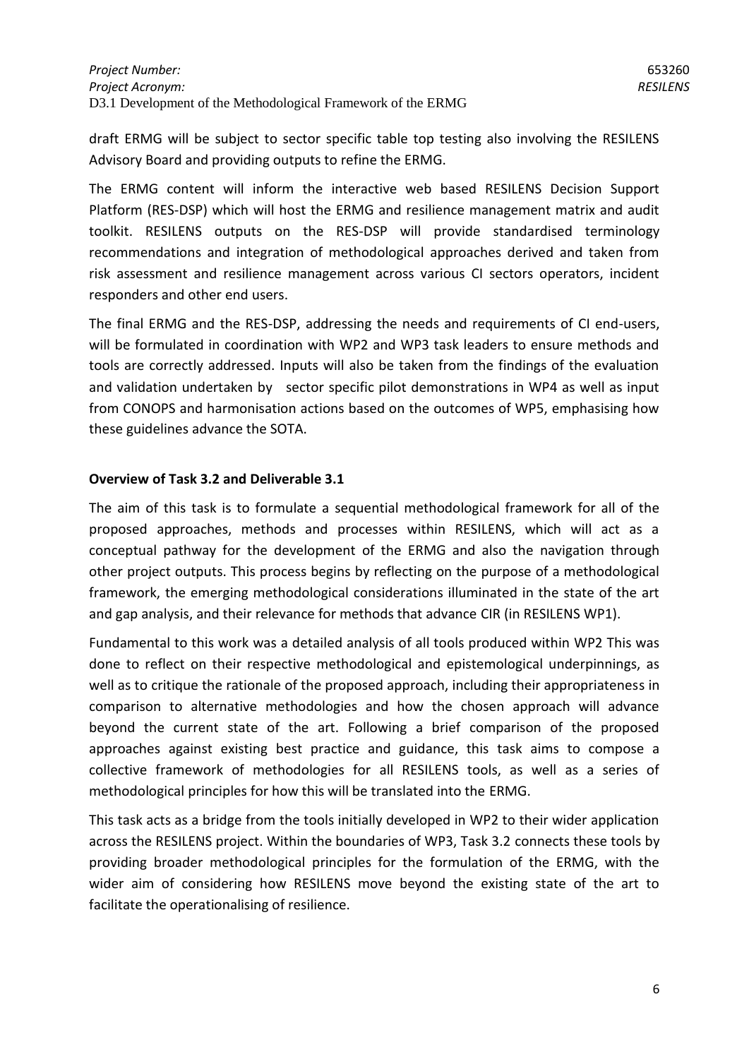draft ERMG will be subject to sector specific table top testing also involving the RESILENS Advisory Board and providing outputs to refine the ERMG.

The ERMG content will inform the interactive web based RESILENS Decision Support Platform (RES-DSP) which will host the ERMG and resilience management matrix and audit toolkit. RESILENS outputs on the RES-DSP will provide standardised terminology recommendations and integration of methodological approaches derived and taken from risk assessment and resilience management across various CI sectors operators, incident responders and other end users.

The final ERMG and the RES-DSP, addressing the needs and requirements of CI end-users, will be formulated in coordination with WP2 and WP3 task leaders to ensure methods and tools are correctly addressed. Inputs will also be taken from the findings of the evaluation and validation undertaken by sector specific pilot demonstrations in WP4 as well as input from CONOPS and harmonisation actions based on the outcomes of WP5, emphasising how these guidelines advance the SOTA.

**Overview of Task 3.2 and Deliverable 3.1**

The aim of this task is to formulate a sequential methodological framework for all of the proposed approaches, methods and processes within RESILENS, which will act as a conceptual pathway for the development of the ERMG and also the navigation through other project outputs. This process begins by reflecting on the purpose of a methodological framework, the emerging methodological considerations illuminated in the state of the art and gap analysis, and their relevance for methods that advance CIR (in RESILENS WP1).

Fundamental to this work was a detailed analysis of all tools produced within WP2 This was done to reflect on their respective methodological and epistemological underpinnings, as well as to critique the rationale of the proposed approach, including their appropriateness in comparison to alternative methodologies and how the chosen approach will advance beyond the current state of the art. Following a brief comparison of the proposed approaches against existing best practice and guidance, this task aims to compose a collective framework of methodologies for all RESILENS tools, as well as a series of methodological principles for how this will be translated into the ERMG.

This task acts as a bridge from the tools initially developed in WP2 to their wider application across the RESILENS project. Within the boundaries of WP3, Task 3.2 connects these tools by providing broader methodological principles for the formulation of the ERMG, with the wider aim of considering how RESILENS move beyond the existing state of the art to facilitate the operationalising of resilience.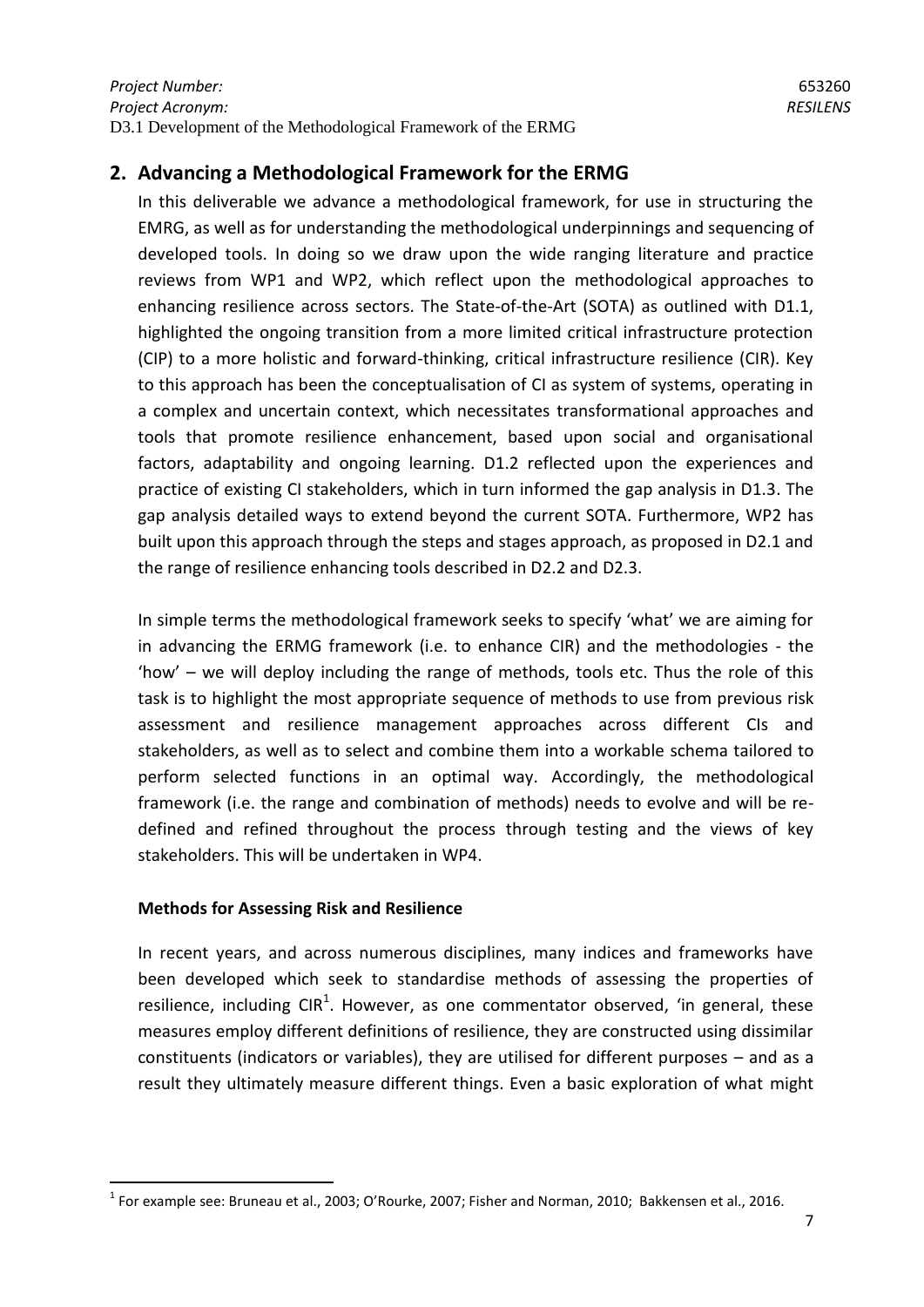## 2. Advancing a Methodological Framework for the ERMG

In this deliverable we advance a methodological framework, for use in structuring the EMRG, as well as for understanding the methodological underpinnings and sequencing of developed tools. In doing so we draw upon the wide ranging literature and practice reviews from WP1 and WP2, which reflect upon the methodological approaches to enhancing resilience across sectors. The State-of-the-Art (SOTA) as outlined with D1.1, highlighted the ongoing transition from a more limited critical infrastructure protection (CIP) to a more holistic and forward-thinking, critical infrastructure resilience (CIR). Key to this approach has been the conceptualisation of CI as system of systems, operating in a complex and uncertain context, which necessitates transformational approaches and tools that promote resilience enhancement, based upon social and organisational factors, adaptability and ongoing learning. D1.2 reflected upon the experiences and practice of existing CI stakeholders, which in turn informed the gap analysis in D1.3. The gap analysis detailed ways to extend beyond the current SOTA. Furthermore, WP2 has built upon this approach through the steps and stages approach, as proposed in D2.1 and the range of resilience enhancing tools described in D2.2 and D2.3.

In simple terms the methodological framework seeks to specify 'what' we are aiming for in advancing the ERMG framework (i.e. to enhance CIR) and the methodologies - the 'how' – we will deploy including the range of methods, tools etc. Thus the role of this task is to highlight the most appropriate sequence of methods to use from previous risk assessment and resilience management approaches across different CIs and stakeholders, as well as to select and combine them into a workable schema tailored to perform selected functions in an optimal way. Accordingly, the methodological framework (i.e. the range and combination of methods) needs to evolve and will be re-defined and refined throughout the process through testing and the views of key stakeholders. This will be undertaken in WP4.

**Methods for Assessing Risk and Resilience**

In recent years, and across numerous disciplines, many indices and frameworks have been developed which seek to standardise methods of assessing the properties of resilience, including CIR[1]. However, as one commentator observed, 'in general, these measures employ different definitions of resilience, they are constructed using dissimilar constituents (indicators or variables), they are utilised for different purposes – and as a result they ultimately measure different things. Even a basic exploration of what might

[1] For example see: Bruneau et al., 2003; O'Rourke, 2007; Fisher and Norman, 2010; Bakkensen et al., 2016.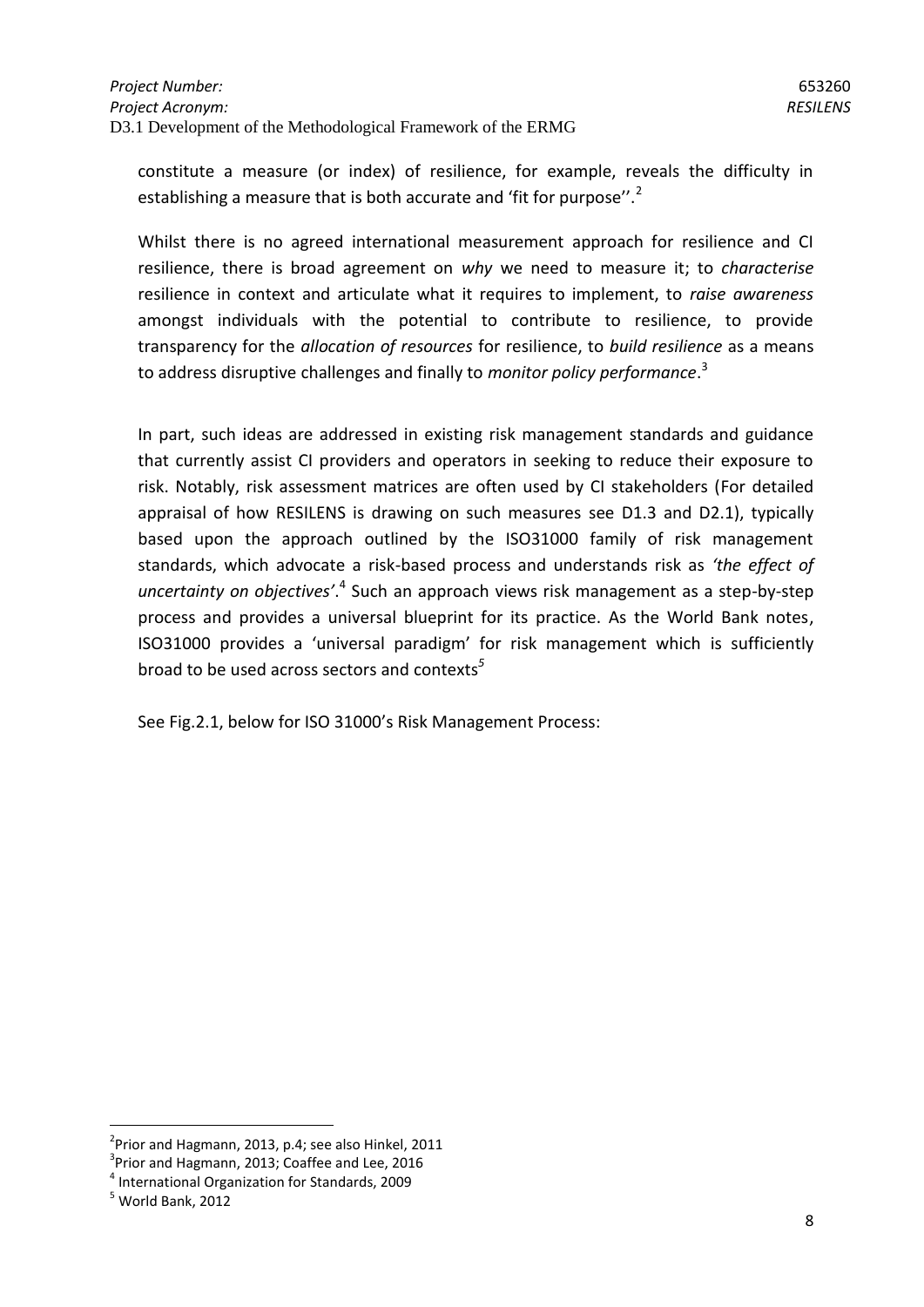constitute a measure (or index) of resilience, for example, reveals the difficulty in establishing a measure that is both accurate and 'fit for purpose''.[2]

Whilst there is no agreed international measurement approach for resilience and CI resilience, there is broad agreement on *why* we need to measure it; to *characterise* resilience in context and articulate what it requires to implement, to *raise awareness* amongst individuals with the potential to contribute to resilience, to provide transparency for the *allocation of resources* for resilience, to *build resilience* as a means to address disruptive challenges and finally to *monitor policy performance*.[3]

In part, such ideas are addressed in existing risk management standards and guidance that currently assist CI providers and operators in seeking to reduce their exposure to risk. Notably, risk assessment matrices are often used by CI stakeholders (For detailed appraisal of how RESILENS is drawing on such measures see D1.3 and D2.1), typically based upon the approach outlined by the ISO31000 family of risk management standards, which advocate a risk-based process and understands risk as *'the effect of uncertainty on objectives'*.[4] Such an approach views risk management as a step-by-step process and provides a universal blueprint for its practice. As the World Bank notes, ISO31000 provides a 'universal paradigm' for risk management which is sufficiently broad to be used across sectors and contexts[5]

See Fig.2.1, below for ISO 31000's Risk Management Process:

---

[2] Prior and Hagmann, 2013, p.4; see also Hinkel, 2011
[3] Prior and Hagmann, 2013; Coaffee and Lee, 2016
[4] International Organization for Standards, 2009
[5] World Bank, 2012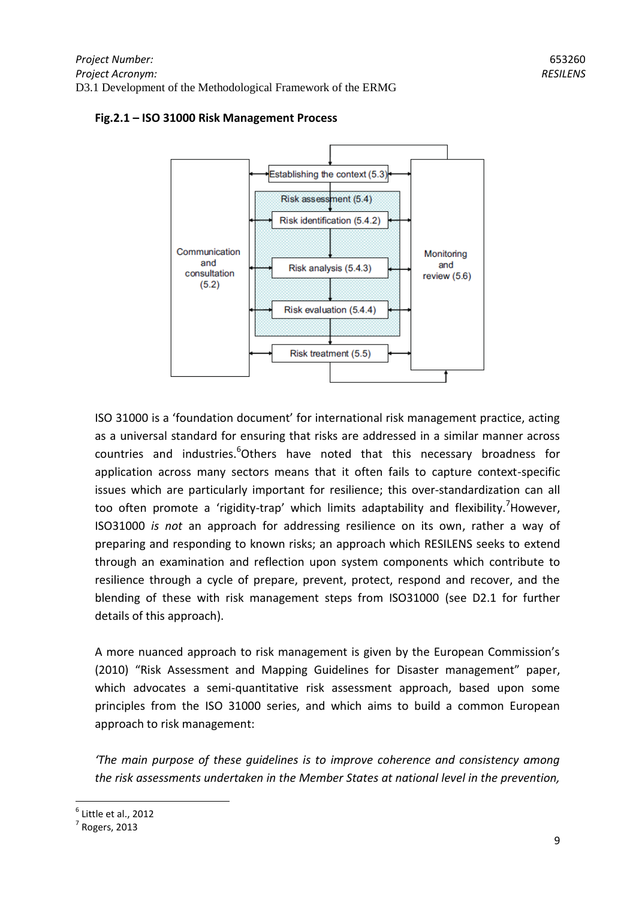**Fig.2.1 – ISO 31000 Risk Management Process**

ISO 31000 is a 'foundation document' for international risk management practice, acting as a universal standard for ensuring that risks are addressed in a similar manner across countries and industries.[6] Others have noted that this necessary broadness for application across many sectors means that it often fails to capture context-specific issues which are particularly important for resilience; this over-standardization can all too often promote a 'rigidity-trap' which limits adaptability and flexibility.[7] However, ISO31000 *is not* an approach for addressing resilience on its own, rather a way of preparing and responding to known risks; an approach which RESILENS seeks to extend through an examination and reflection upon system components which contribute to resilience through a cycle of prepare, prevent, protect, respond and recover, and the blending of these with risk management steps from ISO31000 (see D2.1 for further details of this approach).

A more nuanced approach to risk management is given by the European Commission's (2010) "Risk Assessment and Mapping Guidelines for Disaster management" paper, which advocates a semi-quantitative risk assessment approach, based upon some principles from the ISO 31000 series, and which aims to build a common European approach to risk management:

*'The main purpose of these guidelines is to improve coherence and consistency among the risk assessments undertaken in the Member States at national level in the prevention,*

[6] Little et al., 2012

[7] Rogers, 2013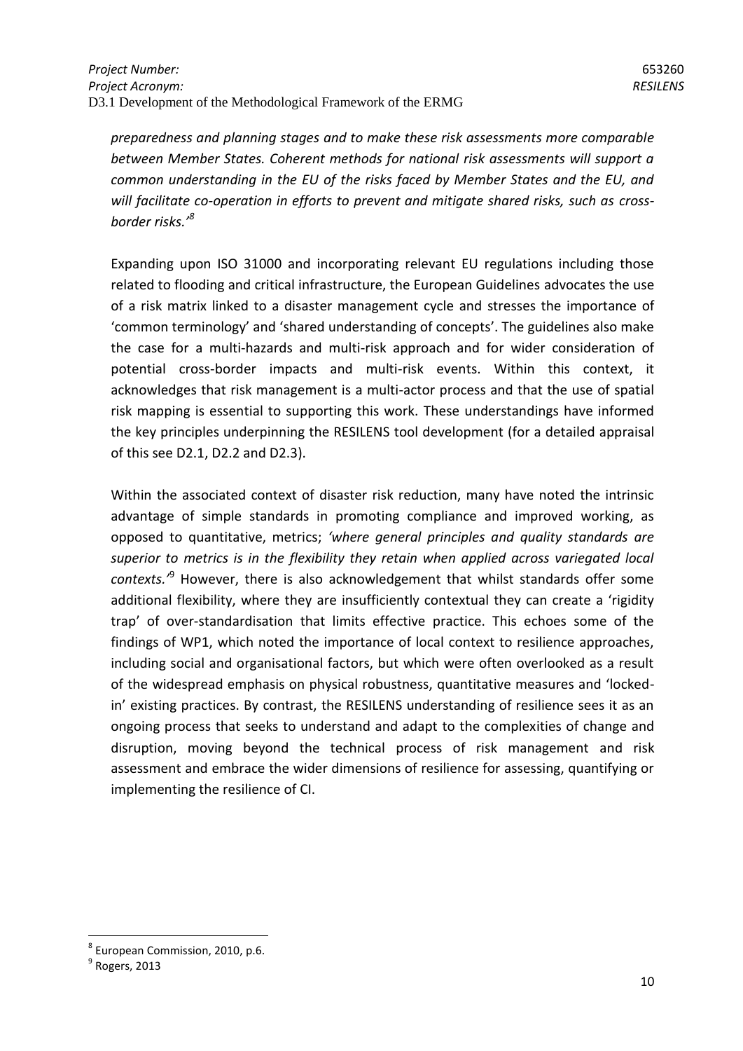*preparedness and planning stages and to make these risk assessments more comparable between Member States. Coherent methods for national risk assessments will support a common understanding in the EU of the risks faced by Member States and the EU, and will facilitate co-operation in efforts to prevent and mitigate shared risks, such as cross-border risks.'*[8]

Expanding upon ISO 31000 and incorporating relevant EU regulations including those related to flooding and critical infrastructure, the European Guidelines advocates the use of a risk matrix linked to a disaster management cycle and stresses the importance of 'common terminology' and 'shared understanding of concepts'. The guidelines also make the case for a multi-hazards and multi-risk approach and for wider consideration of potential cross-border impacts and multi-risk events. Within this context, it acknowledges that risk management is a multi-actor process and that the use of spatial risk mapping is essential to supporting this work. These understandings have informed the key principles underpinning the RESILENS tool development (for a detailed appraisal of this see D2.1, D2.2 and D2.3).

Within the associated context of disaster risk reduction, many have noted the intrinsic advantage of simple standards in promoting compliance and improved working, as opposed to quantitative, metrics; *'where general principles and quality standards are superior to metrics is in the flexibility they retain when applied across variegated local contexts.'*[9] However, there is also acknowledgement that whilst standards offer some additional flexibility, where they are insufficiently contextual they can create a 'rigidity trap' of over-standardisation that limits effective practice. This echoes some of the findings of WP1, which noted the importance of local context to resilience approaches, including social and organisational factors, but which were often overlooked as a result of the widespread emphasis on physical robustness, quantitative measures and 'locked-in' existing practices. By contrast, the RESILENS understanding of resilience sees it as an ongoing process that seeks to understand and adapt to the complexities of change and disruption, moving beyond the technical process of risk management and risk assessment and embrace the wider dimensions of resilience for assessing, quantifying or implementing the resilience of CI.

---

[8] European Commission, 2010, p.6.

[9] Rogers, 2013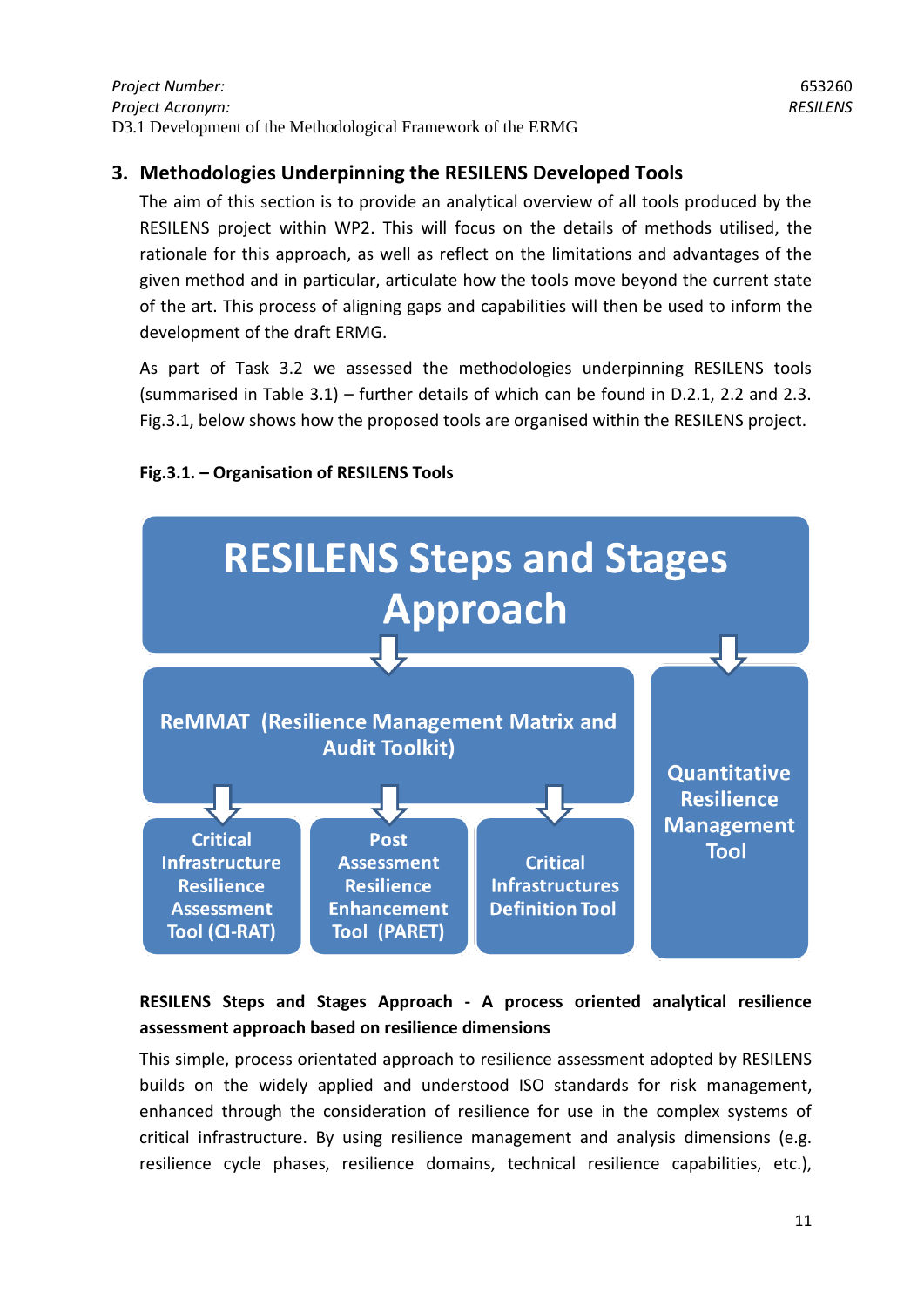## 3. Methodologies Underpinning the RESILENS Developed Tools

The aim of this section is to provide an analytical overview of all tools produced by the RESILENS project within WP2. This will focus on the details of methods utilised, the rationale for this approach, as well as reflect on the limitations and advantages of the given method and in particular, articulate how the tools move beyond the current state of the art. This process of aligning gaps and capabilities will then be used to inform the development of the draft ERMG.

As part of Task 3.2 we assessed the methodologies underpinning RESILENS tools (summarised in Table 3.1) – further details of which can be found in D.2.1, 2.2 and 2.3. Fig.3.1, below shows how the proposed tools are organised within the RESILENS project.

**Fig.3.1. – Organisation of RESILENS Tools**

RESILENS Steps and Stages Approach

ReMMAT (Resilience Management Matrix and Audit Toolkit)

Critical Infrastructure Resilience Assessment Tool (CI-RAT)

Post Assessment Resilience Enhancement Tool (PARET)

Critical Infrastructures Definition Tool

Quantitative Resilience Management Tool

**RESILENS Steps and Stages Approach - A process oriented analytical resilience assessment approach based on resilience dimensions**

This simple, process orientated approach to resilience assessment adopted by RESILENS builds on the widely applied and understood ISO standards for risk management, enhanced through the consideration of resilience for use in the complex systems of critical infrastructure. By using resilience management and analysis dimensions (e.g. resilience cycle phases, resilience domains, technical resilience capabilities, etc.),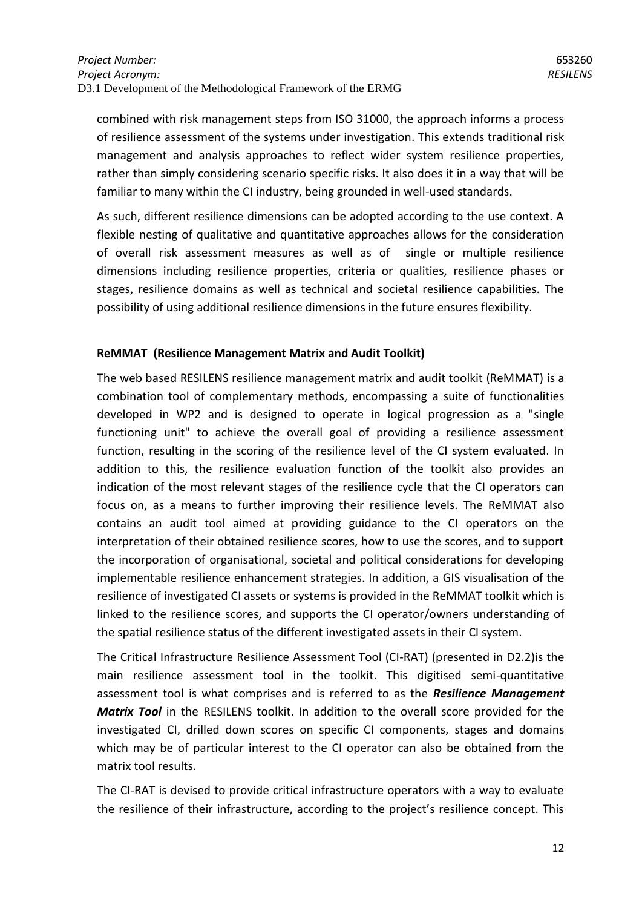combined with risk management steps from ISO 31000, the approach informs a process of resilience assessment of the systems under investigation. This extends traditional risk management and analysis approaches to reflect wider system resilience properties, rather than simply considering scenario specific risks. It also does it in a way that will be familiar to many within the CI industry, being grounded in well-used standards.

As such, different resilience dimensions can be adopted according to the use context. A flexible nesting of qualitative and quantitative approaches allows for the consideration of overall risk assessment measures as well as of single or multiple resilience dimensions including resilience properties, criteria or qualities, resilience phases or stages, resilience domains as well as technical and societal resilience capabilities. The possibility of using additional resilience dimensions in the future ensures flexibility.

**ReMMAT (Resilience Management Matrix and Audit Toolkit)**

The web based RESILENS resilience management matrix and audit toolkit (ReMMAT) is a combination tool of complementary methods, encompassing a suite of functionalities developed in WP2 and is designed to operate in logical progression as a "single functioning unit" to achieve the overall goal of providing a resilience assessment function, resulting in the scoring of the resilience level of the CI system evaluated. In addition to this, the resilience evaluation function of the toolkit also provides an indication of the most relevant stages of the resilience cycle that the CI operators can focus on, as a means to further improving their resilience levels. The ReMMAT also contains an audit tool aimed at providing guidance to the CI operators on the interpretation of their obtained resilience scores, how to use the scores, and to support the incorporation of organisational, societal and political considerations for developing implementable resilience enhancement strategies. In addition, a GIS visualisation of the resilience of investigated CI assets or systems is provided in the ReMMAT toolkit which is linked to the resilience scores, and supports the CI operator/owners understanding of the spatial resilience status of the different investigated assets in their CI system.

The Critical Infrastructure Resilience Assessment Tool (CI-RAT) (presented in D2.2)is the main resilience assessment tool in the toolkit. This digitised semi-quantitative assessment tool is what comprises and is referred to as the ***Resilience Management Matrix Tool*** in the RESILENS toolkit. In addition to the overall score provided for the investigated CI, drilled down scores on specific CI components, stages and domains which may be of particular interest to the CI operator can also be obtained from the matrix tool results.

The CI-RAT is devised to provide critical infrastructure operators with a way to evaluate the resilience of their infrastructure, according to the project's resilience concept. This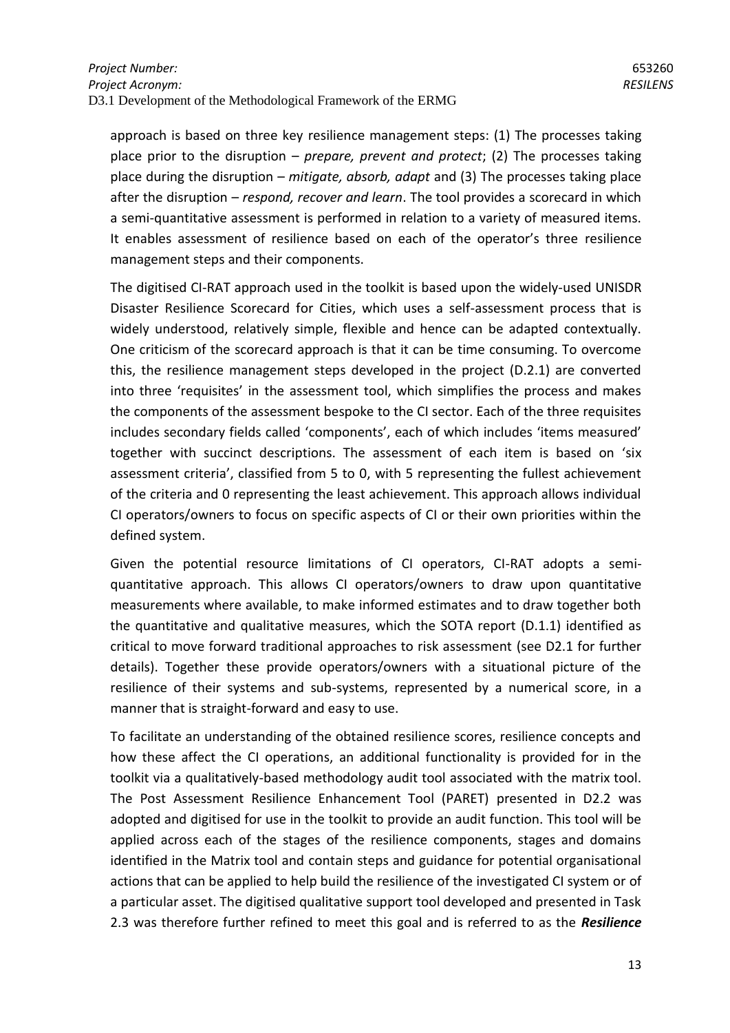approach is based on three key resilience management steps: (1) The processes taking place prior to the disruption – *prepare, prevent and protect*; (2) The processes taking place during the disruption – *mitigate, absorb, adapt* and (3) The processes taking place after the disruption – *respond, recover and learn*. The tool provides a scorecard in which a semi-quantitative assessment is performed in relation to a variety of measured items. It enables assessment of resilience based on each of the operator's three resilience management steps and their components.

The digitised CI-RAT approach used in the toolkit is based upon the widely-used UNISDR Disaster Resilience Scorecard for Cities, which uses a self-assessment process that is widely understood, relatively simple, flexible and hence can be adapted contextually. One criticism of the scorecard approach is that it can be time consuming. To overcome this, the resilience management steps developed in the project (D.2.1) are converted into three 'requisites' in the assessment tool, which simplifies the process and makes the components of the assessment bespoke to the CI sector. Each of the three requisites includes secondary fields called 'components', each of which includes 'items measured' together with succinct descriptions. The assessment of each item is based on 'six assessment criteria', classified from 5 to 0, with 5 representing the fullest achievement of the criteria and 0 representing the least achievement. This approach allows individual CI operators/owners to focus on specific aspects of CI or their own priorities within the defined system.

Given the potential resource limitations of CI operators, CI-RAT adopts a semi-quantitative approach. This allows CI operators/owners to draw upon quantitative measurements where available, to make informed estimates and to draw together both the quantitative and qualitative measures, which the SOTA report (D.1.1) identified as critical to move forward traditional approaches to risk assessment (see D2.1 for further details). Together these provide operators/owners with a situational picture of the resilience of their systems and sub-systems, represented by a numerical score, in a manner that is straight-forward and easy to use.

To facilitate an understanding of the obtained resilience scores, resilience concepts and how these affect the CI operations, an additional functionality is provided for in the toolkit via a qualitatively-based methodology audit tool associated with the matrix tool. The Post Assessment Resilience Enhancement Tool (PARET) presented in D2.2 was adopted and digitised for use in the toolkit to provide an audit function. This tool will be applied across each of the stages of the resilience components, stages and domains identified in the Matrix tool and contain steps and guidance for potential organisational actions that can be applied to help build the resilience of the investigated CI system or of a particular asset. The digitised qualitative support tool developed and presented in Task 2.3 was therefore further refined to meet this goal and is referred to as the ***Resilience***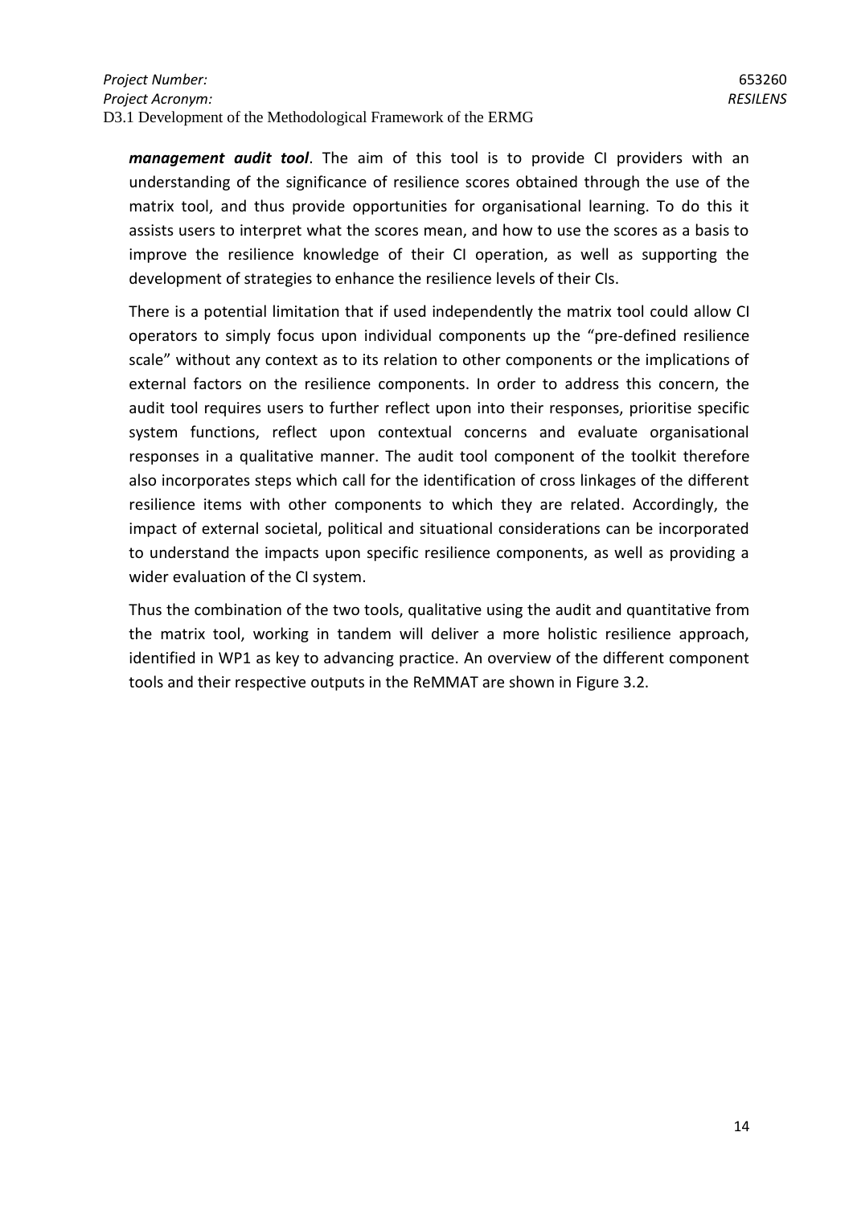***management audit tool***. The aim of this tool is to provide CI providers with an understanding of the significance of resilience scores obtained through the use of the matrix tool, and thus provide opportunities for organisational learning. To do this it assists users to interpret what the scores mean, and how to use the scores as a basis to improve the resilience knowledge of their CI operation, as well as supporting the development of strategies to enhance the resilience levels of their CIs.

There is a potential limitation that if used independently the matrix tool could allow CI operators to simply focus upon individual components up the "pre-defined resilience scale" without any context as to its relation to other components or the implications of external factors on the resilience components. In order to address this concern, the audit tool requires users to further reflect upon into their responses, prioritise specific system functions, reflect upon contextual concerns and evaluate organisational responses in a qualitative manner. The audit tool component of the toolkit therefore also incorporates steps which call for the identification of cross linkages of the different resilience items with other components to which they are related. Accordingly, the impact of external societal, political and situational considerations can be incorporated to understand the impacts upon specific resilience components, as well as providing a wider evaluation of the CI system.

Thus the combination of the two tools, qualitative using the audit and quantitative from the matrix tool, working in tandem will deliver a more holistic resilience approach, identified in WP1 as key to advancing practice. An overview of the different component tools and their respective outputs in the ReMMAT are shown in Figure 3.2.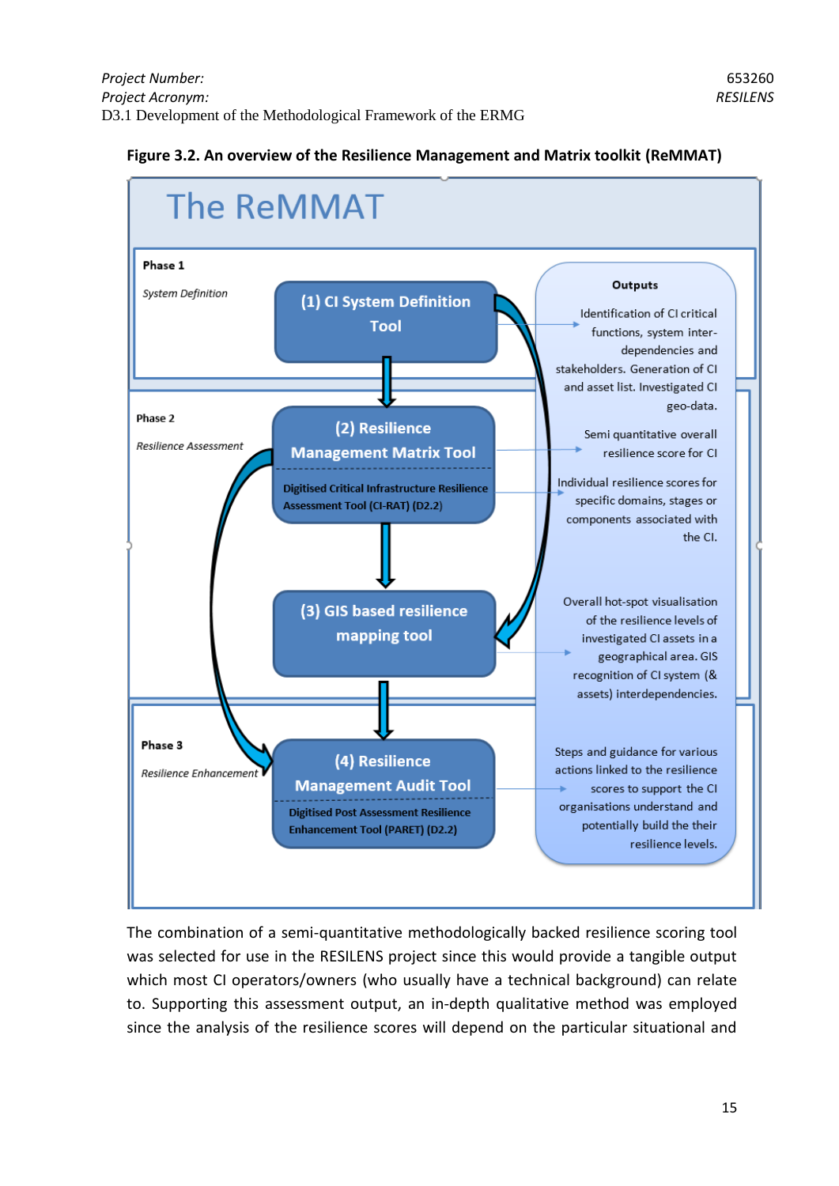**Figure 3.2. An overview of the Resilience Management and Matrix toolkit (ReMMAT)**

# The ReMMAT

**Phase 1**

*System Definition*

**(1) CI System Definition Tool**

**Phase 2**

*Resilience Assessment*

**(2) Resilience Management Matrix Tool**

**Digitised Critical Infrastructure Resilience Assessment Tool (CI-RAT) (D2.2)**

**(3) GIS based resilience mapping tool**

**Phase 3**

*Resilience Enhancement*

**(4) Resilience Management Audit Tool**

**Digitised Post Assessment Resilience Enhancement Tool (PARET) (D2.2)**

**Outputs**

- Identification of CI critical functions, system inter-dependencies and stakeholders. Generation of CI and asset list. Investigated CI geo-data.
- Semi quantitative overall resilience score for CI
- Individual resilience scores for specific domains, stages or components associated with the CI.
- Overall hot-spot visualisation of the resilience levels of investigated CI assets in a geographical area. GIS recognition of CI system (& assets) interdependencies.
- Steps and guidance for various actions linked to the resilience scores to support the CI organisations understand and potentially build the their resilience levels.

The combination of a semi-quantitative methodologically backed resilience scoring tool was selected for use in the RESILENS project since this would provide a tangible output which most CI operators/owners (who usually have a technical background) can relate to. Supporting this assessment output, an in-depth qualitative method was employed since the analysis of the resilience scores will depend on the particular situational and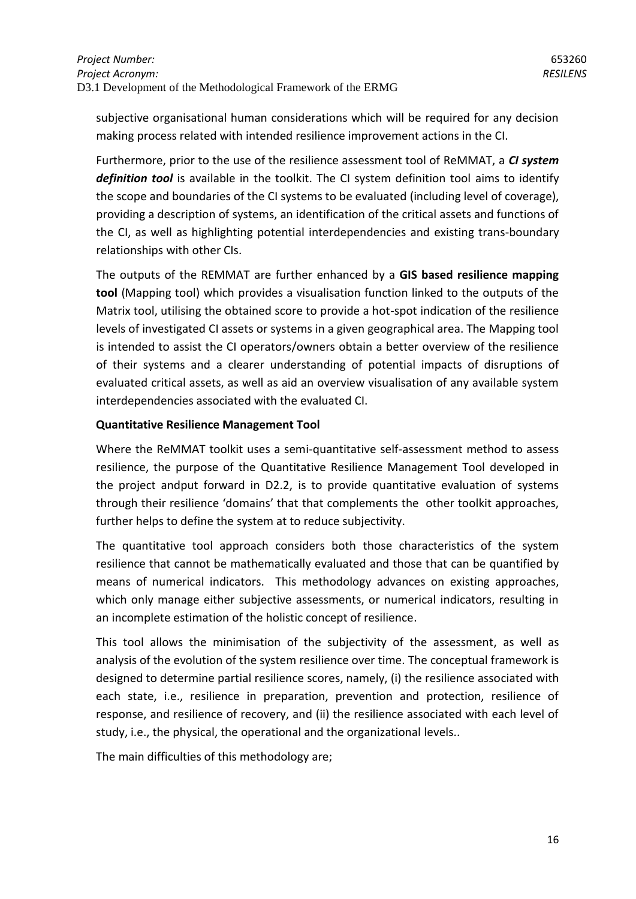subjective organisational human considerations which will be required for any decision making process related with intended resilience improvement actions in the CI.

Furthermore, prior to the use of the resilience assessment tool of ReMMAT, a ***CI system definition tool*** is available in the toolkit. The CI system definition tool aims to identify the scope and boundaries of the CI systems to be evaluated (including level of coverage), providing a description of systems, an identification of the critical assets and functions of the CI, as well as highlighting potential interdependencies and existing trans-boundary relationships with other CIs.

The outputs of the REMMAT are further enhanced by a **GIS based resilience mapping tool** (Mapping tool) which provides a visualisation function linked to the outputs of the Matrix tool, utilising the obtained score to provide a hot-spot indication of the resilience levels of investigated CI assets or systems in a given geographical area. The Mapping tool is intended to assist the CI operators/owners obtain a better overview of the resilience of their systems and a clearer understanding of potential impacts of disruptions of evaluated critical assets, as well as aid an overview visualisation of any available system interdependencies associated with the evaluated CI.

**Quantitative Resilience Management Tool**

Where the ReMMAT toolkit uses a semi-quantitative self-assessment method to assess resilience, the purpose of the Quantitative Resilience Management Tool developed in the project andput forward in D2.2, is to provide quantitative evaluation of systems through their resilience 'domains' that that complements the other toolkit approaches, further helps to define the system at to reduce subjectivity.

The quantitative tool approach considers both those characteristics of the system resilience that cannot be mathematically evaluated and those that can be quantified by means of numerical indicators. This methodology advances on existing approaches, which only manage either subjective assessments, or numerical indicators, resulting in an incomplete estimation of the holistic concept of resilience.

This tool allows the minimisation of the subjectivity of the assessment, as well as analysis of the evolution of the system resilience over time. The conceptual framework is designed to determine partial resilience scores, namely, (i) the resilience associated with each state, i.e., resilience in preparation, prevention and protection, resilience of response, and resilience of recovery, and (ii) the resilience associated with each level of study, i.e., the physical, the operational and the organizational levels..

The main difficulties of this methodology are;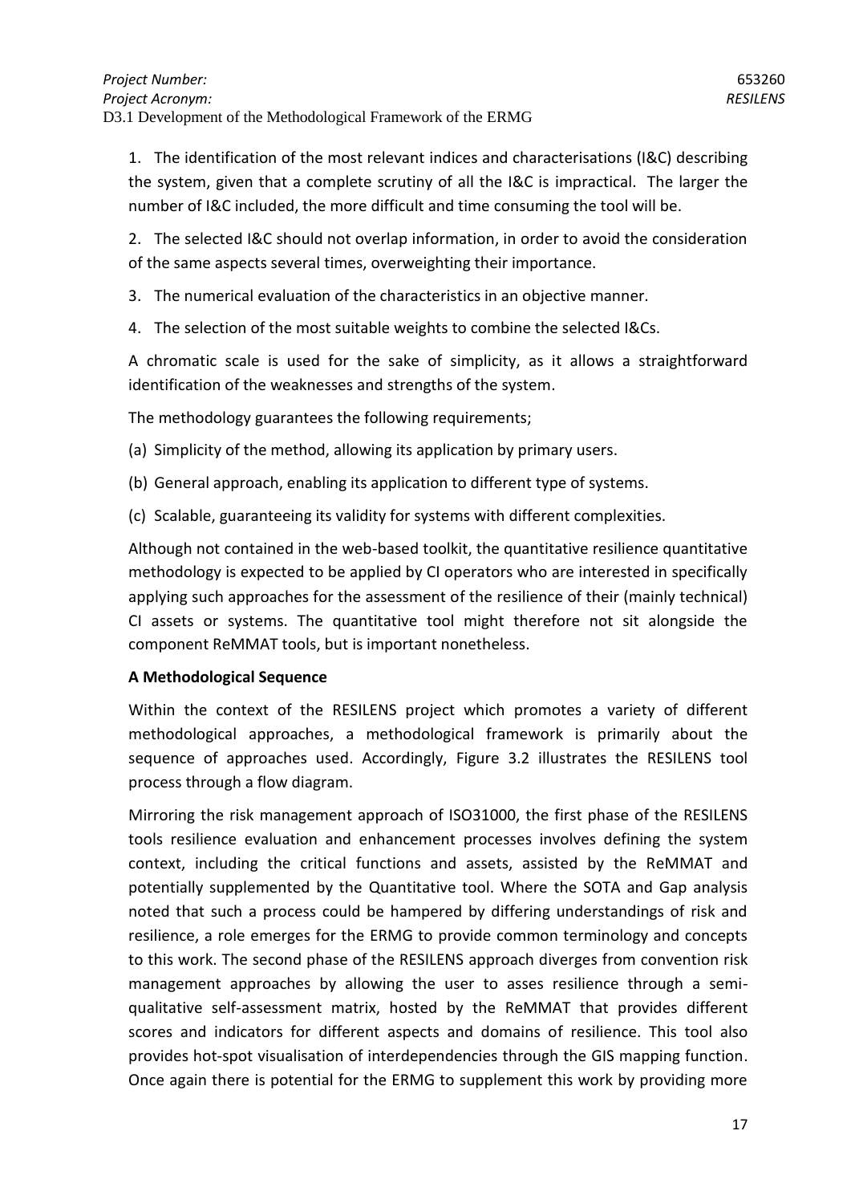1. The identification of the most relevant indices and characterisations (I&C) describing the system, given that a complete scrutiny of all the I&C is impractical. The larger the number of I&C included, the more difficult and time consuming the tool will be.

2. The selected I&C should not overlap information, in order to avoid the consideration of the same aspects several times, overweighting their importance.

3. The numerical evaluation of the characteristics in an objective manner.

4. The selection of the most suitable weights to combine the selected I&Cs.

A chromatic scale is used for the sake of simplicity, as it allows a straightforward identification of the weaknesses and strengths of the system.

The methodology guarantees the following requirements;

(a) Simplicity of the method, allowing its application by primary users.

(b) General approach, enabling its application to different type of systems.

(c) Scalable, guaranteeing its validity for systems with different complexities.

Although not contained in the web-based toolkit, the quantitative resilience quantitative methodology is expected to be applied by CI operators who are interested in specifically applying such approaches for the assessment of the resilience of their (mainly technical) CI assets or systems. The quantitative tool might therefore not sit alongside the component ReMMAT tools, but is important nonetheless.

**A Methodological Sequence**

Within the context of the RESILENS project which promotes a variety of different methodological approaches, a methodological framework is primarily about the sequence of approaches used. Accordingly, Figure 3.2 illustrates the RESILENS tool process through a flow diagram.

Mirroring the risk management approach of ISO31000, the first phase of the RESILENS tools resilience evaluation and enhancement processes involves defining the system context, including the critical functions and assets, assisted by the ReMMAT and potentially supplemented by the Quantitative tool. Where the SOTA and Gap analysis noted that such a process could be hampered by differing understandings of risk and resilience, a role emerges for the ERMG to provide common terminology and concepts to this work. The second phase of the RESILENS approach diverges from convention risk management approaches by allowing the user to asses resilience through a semi-qualitative self-assessment matrix, hosted by the ReMMAT that provides different scores and indicators for different aspects and domains of resilience. This tool also provides hot-spot visualisation of interdependencies through the GIS mapping function. Once again there is potential for the ERMG to supplement this work by providing more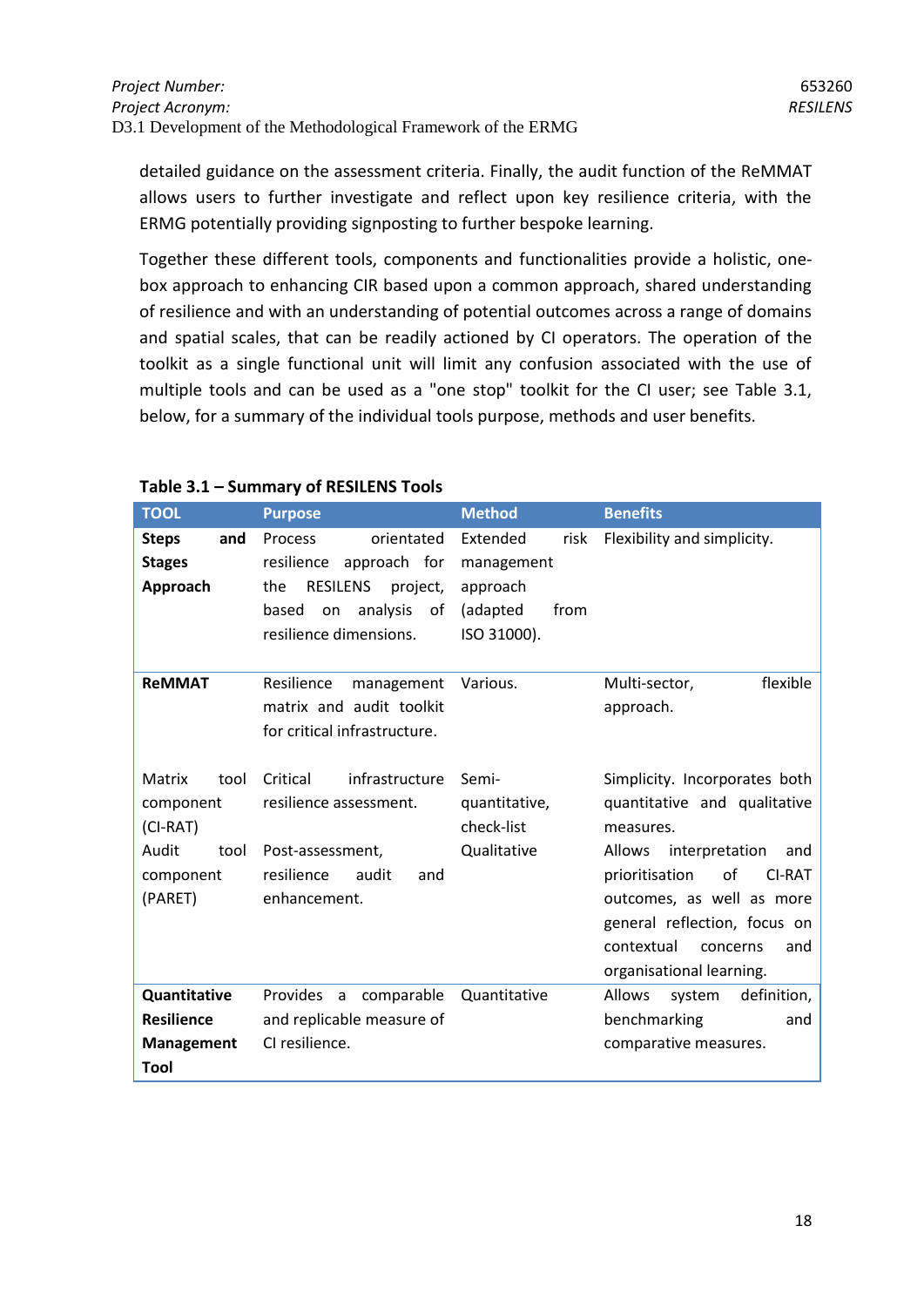detailed guidance on the assessment criteria. Finally, the audit function of the ReMMAT allows users to further investigate and reflect upon key resilience criteria, with the ERMG potentially providing signposting to further bespoke learning.

Together these different tools, components and functionalities provide a holistic, one-box approach to enhancing CIR based upon a common approach, shared understanding of resilience and with an understanding of potential outcomes across a range of domains and spatial scales, that can be readily actioned by CI operators. The operation of the toolkit as a single functional unit will limit any confusion associated with the use of multiple tools and can be used as a "one stop" toolkit for the CI user; see Table 3.1, below, for a summary of the individual tools purpose, methods and user benefits.

**Table 3.1 – Summary of RESILENS Tools**

| TOOL | Purpose | Method | Benefits |
|---|---|---|---|
| **Steps and Stages Approach** | Process orientated resilience approach for the RESILENS project, based on analysis of resilience dimensions. | Extended risk management approach (adapted from ISO 31000). | Flexibility and simplicity. |
| **ReMMAT** | Resilience management matrix and audit toolkit for critical infrastructure. | Various. | Multi-sector, flexible approach. |
| Matrix tool component (CI-RAT) | Critical infrastructure resilience assessment. | Semi-quantitative, check-list | Simplicity. Incorporates both quantitative and qualitative measures. |
| Audit tool component (PARET) | Post-assessment, resilience audit and enhancement. | Qualitative | Allows interpretation and prioritisation of CI-RAT outcomes, as well as more general reflection, focus on contextual concerns and organisational learning. |
| **Quantitative Resilience Management Tool** | Provides a comparable and replicable measure of CI resilience. | Quantitative | Allows system definition, benchmarking and comparative measures. |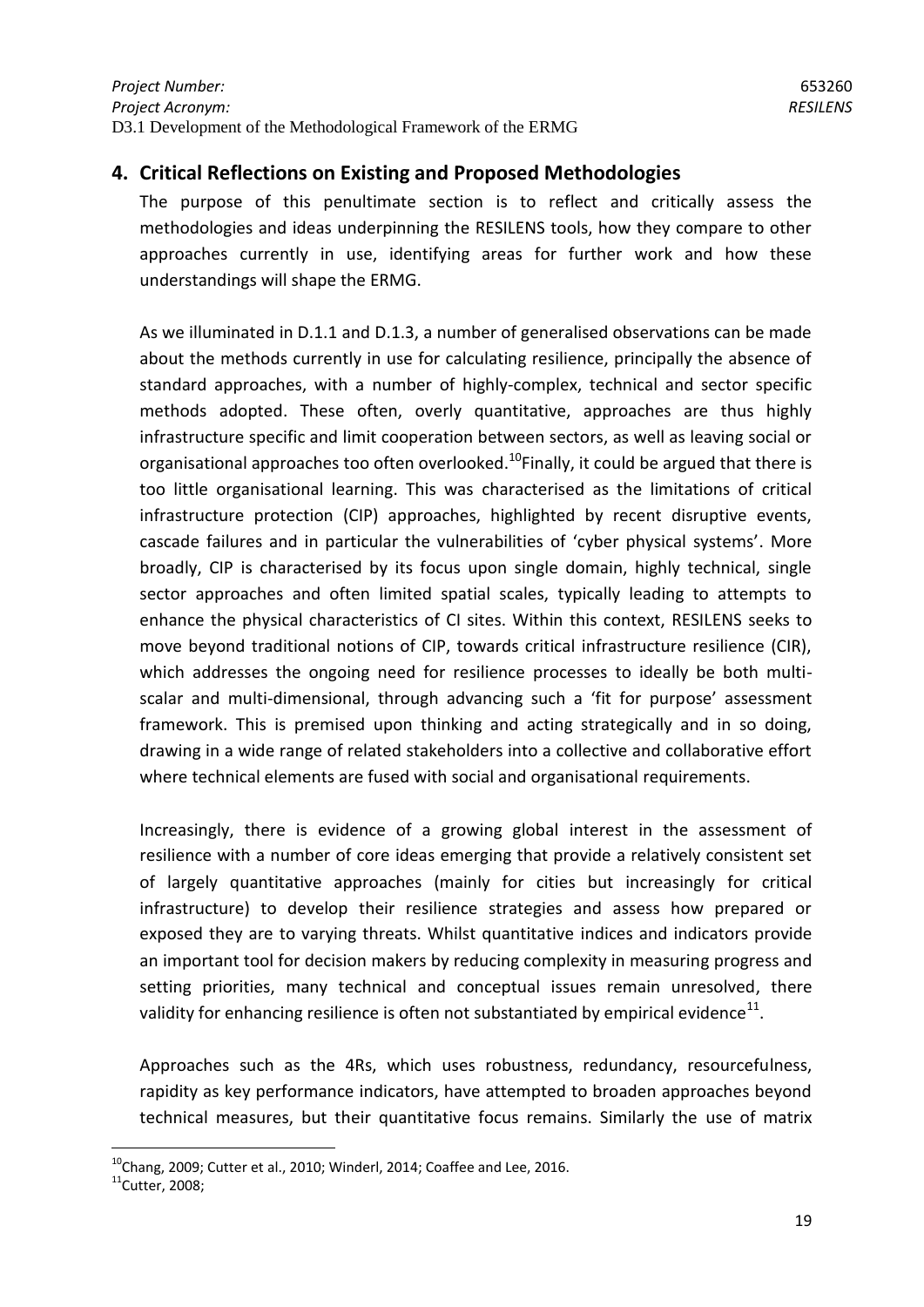## 4. Critical Reflections on Existing and Proposed Methodologies

The purpose of this penultimate section is to reflect and critically assess the methodologies and ideas underpinning the RESILENS tools, how they compare to other approaches currently in use, identifying areas for further work and how these understandings will shape the ERMG.

As we illuminated in D.1.1 and D.1.3, a number of generalised observations can be made about the methods currently in use for calculating resilience, principally the absence of standard approaches, with a number of highly-complex, technical and sector specific methods adopted. These often, overly quantitative, approaches are thus highly infrastructure specific and limit cooperation between sectors, as well as leaving social or organisational approaches too often overlooked.[10]Finally, it could be argued that there is too little organisational learning. This was characterised as the limitations of critical infrastructure protection (CIP) approaches, highlighted by recent disruptive events, cascade failures and in particular the vulnerabilities of 'cyber physical systems'. More broadly, CIP is characterised by its focus upon single domain, highly technical, single sector approaches and often limited spatial scales, typically leading to attempts to enhance the physical characteristics of CI sites. Within this context, RESILENS seeks to move beyond traditional notions of CIP, towards critical infrastructure resilience (CIR), which addresses the ongoing need for resilience processes to ideally be both multi-scalar and multi-dimensional, through advancing such a 'fit for purpose' assessment framework. This is premised upon thinking and acting strategically and in so doing, drawing in a wide range of related stakeholders into a collective and collaborative effort where technical elements are fused with social and organisational requirements.

Increasingly, there is evidence of a growing global interest in the assessment of resilience with a number of core ideas emerging that provide a relatively consistent set of largely quantitative approaches (mainly for cities but increasingly for critical infrastructure) to develop their resilience strategies and assess how prepared or exposed they are to varying threats. Whilst quantitative indices and indicators provide an important tool for decision makers by reducing complexity in measuring progress and setting priorities, many technical and conceptual issues remain unresolved, there validity for enhancing resilience is often not substantiated by empirical evidence[11].

Approaches such as the 4Rs, which uses robustness, redundancy, resourcefulness, rapidity as key performance indicators, have attempted to broaden approaches beyond technical measures, but their quantitative focus remains. Similarly the use of matrix

[10]Chang, 2009; Cutter et al., 2010; Winderl, 2014; Coaffee and Lee, 2016.

[11]Cutter, 2008;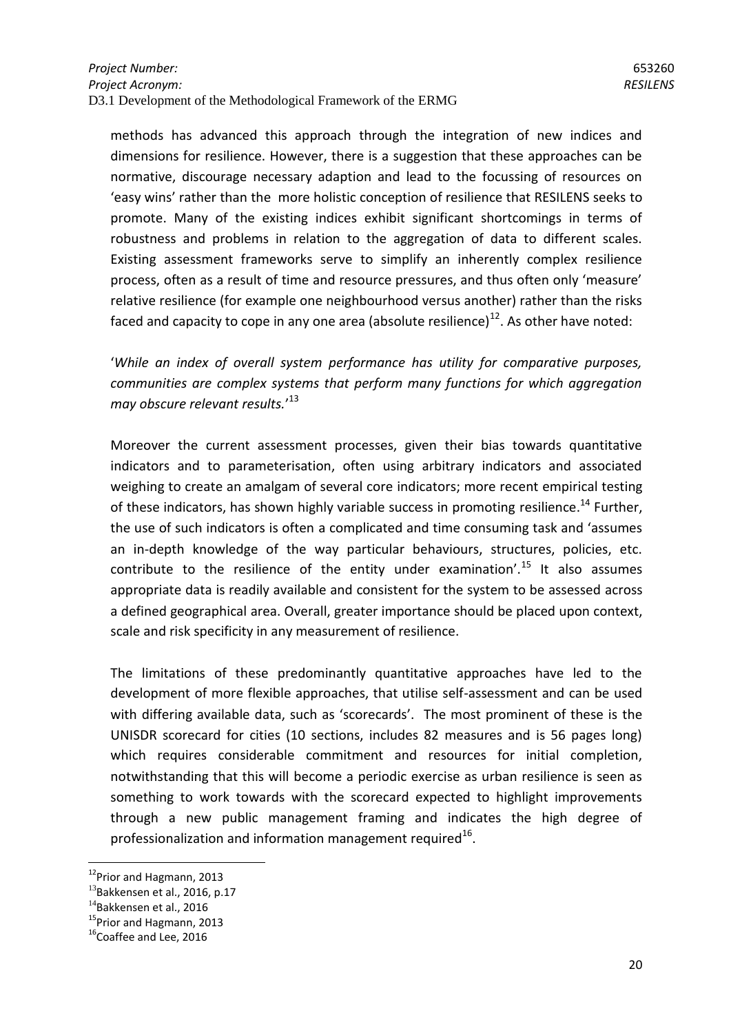methods has advanced this approach through the integration of new indices and dimensions for resilience. However, there is a suggestion that these approaches can be normative, discourage necessary adaption and lead to the focussing of resources on 'easy wins' rather than the more holistic conception of resilience that RESILENS seeks to promote. Many of the existing indices exhibit significant shortcomings in terms of robustness and problems in relation to the aggregation of data to different scales. Existing assessment frameworks serve to simplify an inherently complex resilience process, often as a result of time and resource pressures, and thus often only 'measure' relative resilience (for example one neighbourhood versus another) rather than the risks faced and capacity to cope in any one area (absolute resilience)[12]. As other have noted:

'*While an index of overall system performance has utility for comparative purposes, communities are complex systems that perform many functions for which aggregation may obscure relevant results.*'[13]

Moreover the current assessment processes, given their bias towards quantitative indicators and to parameterisation, often using arbitrary indicators and associated weighing to create an amalgam of several core indicators; more recent empirical testing of these indicators, has shown highly variable success in promoting resilience.[14] Further, the use of such indicators is often a complicated and time consuming task and 'assumes an in-depth knowledge of the way particular behaviours, structures, policies, etc. contribute to the resilience of the entity under examination'.[15] It also assumes appropriate data is readily available and consistent for the system to be assessed across a defined geographical area. Overall, greater importance should be placed upon context, scale and risk specificity in any measurement of resilience.

The limitations of these predominantly quantitative approaches have led to the development of more flexible approaches, that utilise self-assessment and can be used with differing available data, such as 'scorecards'. The most prominent of these is the UNISDR scorecard for cities (10 sections, includes 82 measures and is 56 pages long) which requires considerable commitment and resources for initial completion, notwithstanding that this will become a periodic exercise as urban resilience is seen as something to work towards with the scorecard expected to highlight improvements through a new public management framing and indicates the high degree of professionalization and information management required[16].

[12] Prior and Hagmann, 2013

[13] Bakkensen et al., 2016, p.17

[14] Bakkensen et al., 2016

[15] Prior and Hagmann, 2013

[16] Coaffee and Lee, 2016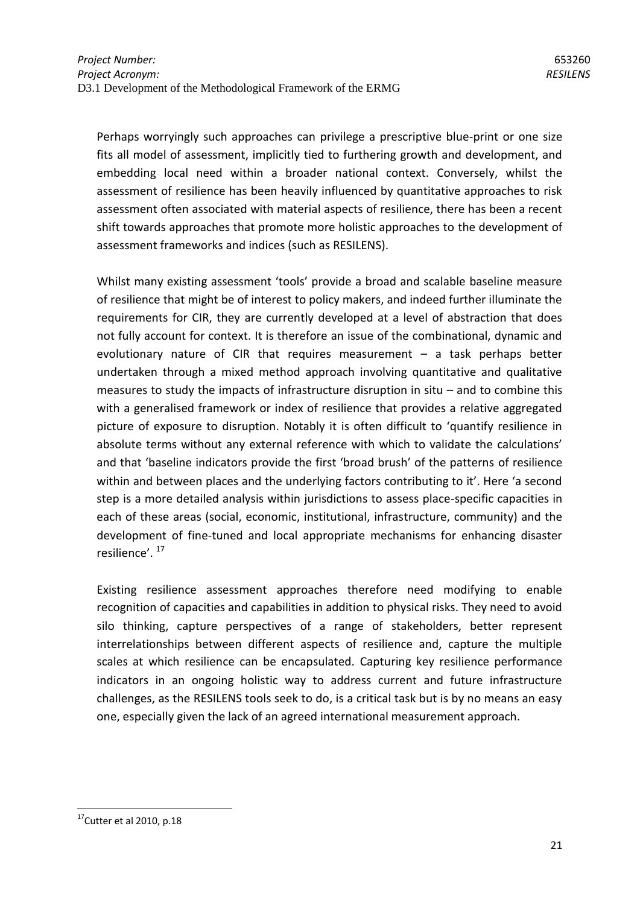Perhaps worryingly such approaches can privilege a prescriptive blue-print or one size fits all model of assessment, implicitly tied to furthering growth and development, and embedding local need within a broader national context. Conversely, whilst the assessment of resilience has been heavily influenced by quantitative approaches to risk assessment often associated with material aspects of resilience, there has been a recent shift towards approaches that promote more holistic approaches to the development of assessment frameworks and indices (such as RESILENS).

Whilst many existing assessment 'tools' provide a broad and scalable baseline measure of resilience that might be of interest to policy makers, and indeed further illuminate the requirements for CIR, they are currently developed at a level of abstraction that does not fully account for context. It is therefore an issue of the combinational, dynamic and evolutionary nature of CIR that requires measurement – a task perhaps better undertaken through a mixed method approach involving quantitative and qualitative measures to study the impacts of infrastructure disruption in situ – and to combine this with a generalised framework or index of resilience that provides a relative aggregated picture of exposure to disruption. Notably it is often difficult to 'quantify resilience in absolute terms without any external reference with which to validate the calculations' and that 'baseline indicators provide the first 'broad brush' of the patterns of resilience within and between places and the underlying factors contributing to it'. Here 'a second step is a more detailed analysis within jurisdictions to assess place-specific capacities in each of these areas (social, economic, institutional, infrastructure, community) and the development of fine-tuned and local appropriate mechanisms for enhancing disaster resilience'. [17]

Existing resilience assessment approaches therefore need modifying to enable recognition of capacities and capabilities in addition to physical risks. They need to avoid silo thinking, capture perspectives of a range of stakeholders, better represent interrelationships between different aspects of resilience and, capture the multiple scales at which resilience can be encapsulated. Capturing key resilience performance indicators in an ongoing holistic way to address current and future infrastructure challenges, as the RESILENS tools seek to do, is a critical task but is by no means an easy one, especially given the lack of an agreed international measurement approach.

---

[17] Cutter et al 2010, p.18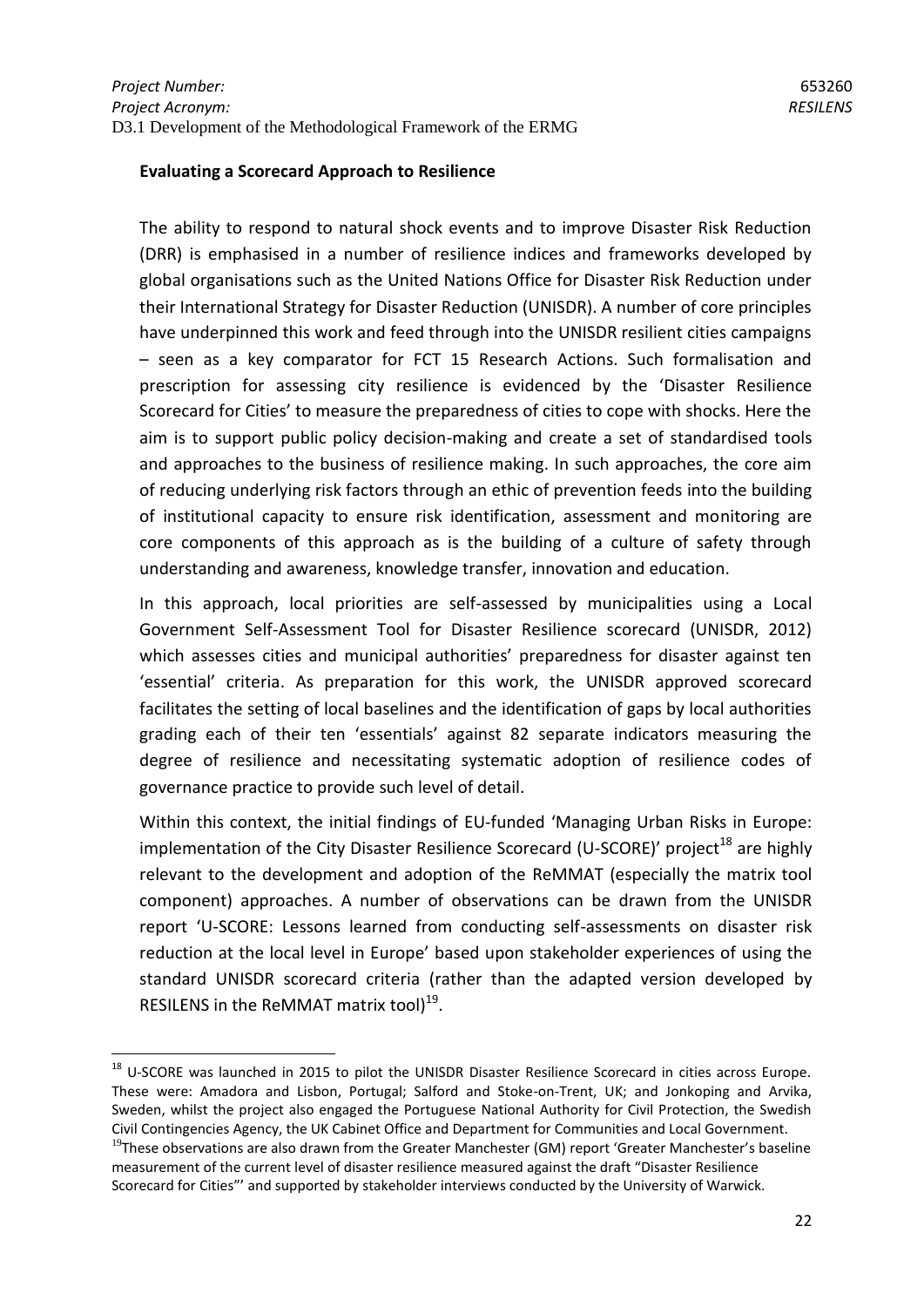**Evaluating a Scorecard Approach to Resilience**

The ability to respond to natural shock events and to improve Disaster Risk Reduction (DRR) is emphasised in a number of resilience indices and frameworks developed by global organisations such as the United Nations Office for Disaster Risk Reduction under their International Strategy for Disaster Reduction (UNISDR). A number of core principles have underpinned this work and feed through into the UNISDR resilient cities campaigns – seen as a key comparator for FCT 15 Research Actions. Such formalisation and prescription for assessing city resilience is evidenced by the 'Disaster Resilience Scorecard for Cities' to measure the preparedness of cities to cope with shocks. Here the aim is to support public policy decision-making and create a set of standardised tools and approaches to the business of resilience making. In such approaches, the core aim of reducing underlying risk factors through an ethic of prevention feeds into the building of institutional capacity to ensure risk identification, assessment and monitoring are core components of this approach as is the building of a culture of safety through understanding and awareness, knowledge transfer, innovation and education.

In this approach, local priorities are self-assessed by municipalities using a Local Government Self-Assessment Tool for Disaster Resilience scorecard (UNISDR, 2012) which assesses cities and municipal authorities' preparedness for disaster against ten 'essential' criteria. As preparation for this work, the UNISDR approved scorecard facilitates the setting of local baselines and the identification of gaps by local authorities grading each of their ten 'essentials' against 82 separate indicators measuring the degree of resilience and necessitating systematic adoption of resilience codes of governance practice to provide such level of detail.

Within this context, the initial findings of EU-funded 'Managing Urban Risks in Europe: implementation of the City Disaster Resilience Scorecard (U-SCORE)' project[18] are highly relevant to the development and adoption of the ReMMAT (especially the matrix tool component) approaches. A number of observations can be drawn from the UNISDR report 'U-SCORE: Lessons learned from conducting self-assessments on disaster risk reduction at the local level in Europe' based upon stakeholder experiences of using the standard UNISDR scorecard criteria (rather than the adapted version developed by RESILENS in the ReMMAT matrix tool)[19].

---

[18] U-SCORE was launched in 2015 to pilot the UNISDR Disaster Resilience Scorecard in cities across Europe. These were: Amadora and Lisbon, Portugal; Salford and Stoke-on-Trent, UK; and Jonkoping and Arvika, Sweden, whilst the project also engaged the Portuguese National Authority for Civil Protection, the Swedish Civil Contingencies Agency, the UK Cabinet Office and Department for Communities and Local Government.

[19] These observations are also drawn from the Greater Manchester (GM) report 'Greater Manchester's baseline measurement of the current level of disaster resilience measured against the draft "Disaster Resilience Scorecard for Cities"' and supported by stakeholder interviews conducted by the University of Warwick.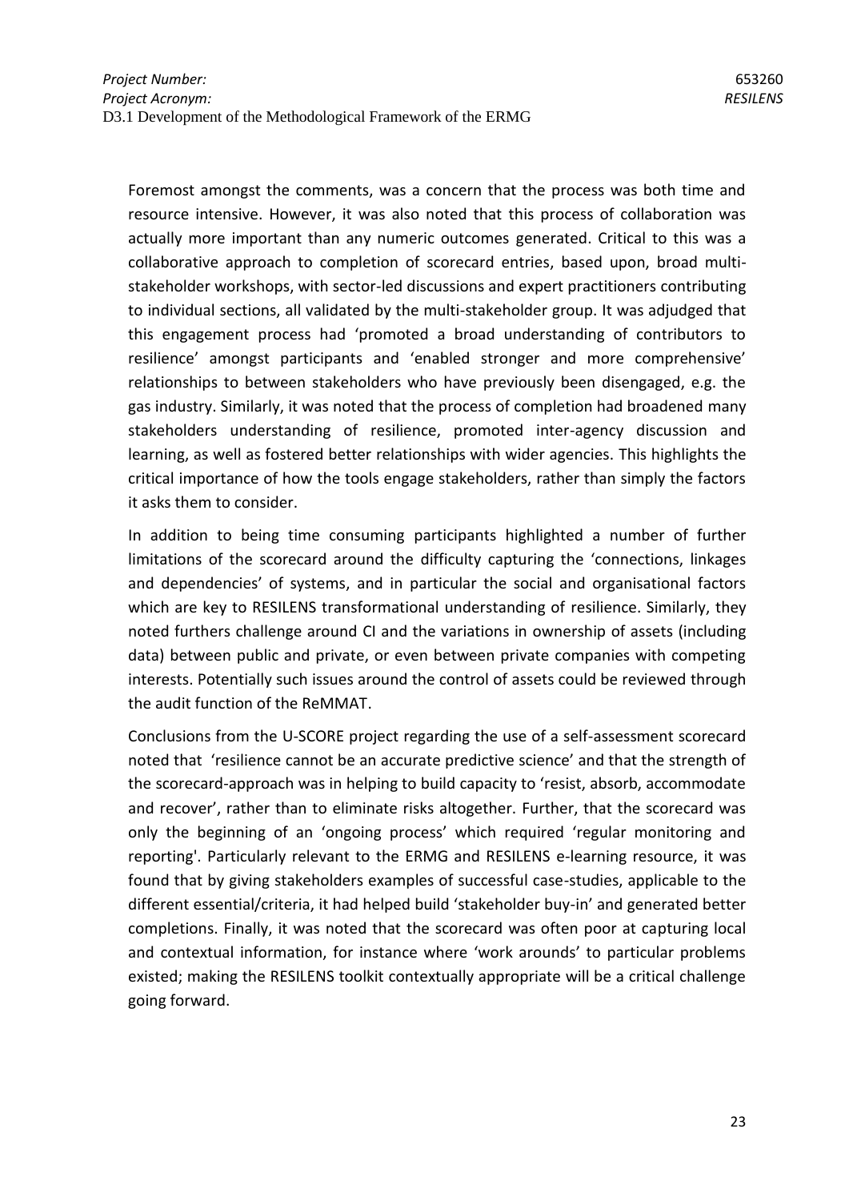Foremost amongst the comments, was a concern that the process was both time and resource intensive. However, it was also noted that this process of collaboration was actually more important than any numeric outcomes generated. Critical to this was a collaborative approach to completion of scorecard entries, based upon, broad multi-stakeholder workshops, with sector-led discussions and expert practitioners contributing to individual sections, all validated by the multi-stakeholder group. It was adjudged that this engagement process had 'promoted a broad understanding of contributors to resilience' amongst participants and 'enabled stronger and more comprehensive' relationships to between stakeholders who have previously been disengaged, e.g. the gas industry. Similarly, it was noted that the process of completion had broadened many stakeholders understanding of resilience, promoted inter-agency discussion and learning, as well as fostered better relationships with wider agencies. This highlights the critical importance of how the tools engage stakeholders, rather than simply the factors it asks them to consider.

In addition to being time consuming participants highlighted a number of further limitations of the scorecard around the difficulty capturing the 'connections, linkages and dependencies' of systems, and in particular the social and organisational factors which are key to RESILENS transformational understanding of resilience. Similarly, they noted furthers challenge around CI and the variations in ownership of assets (including data) between public and private, or even between private companies with competing interests. Potentially such issues around the control of assets could be reviewed through the audit function of the ReMMAT.

Conclusions from the U-SCORE project regarding the use of a self-assessment scorecard noted that 'resilience cannot be an accurate predictive science' and that the strength of the scorecard-approach was in helping to build capacity to 'resist, absorb, accommodate and recover', rather than to eliminate risks altogether. Further, that the scorecard was only the beginning of an 'ongoing process' which required 'regular monitoring and reporting'. Particularly relevant to the ERMG and RESILENS e-learning resource, it was found that by giving stakeholders examples of successful case-studies, applicable to the different essential/criteria, it had helped build 'stakeholder buy-in' and generated better completions. Finally, it was noted that the scorecard was often poor at capturing local and contextual information, for instance where 'work arounds' to particular problems existed; making the RESILENS toolkit contextually appropriate will be a critical challenge going forward.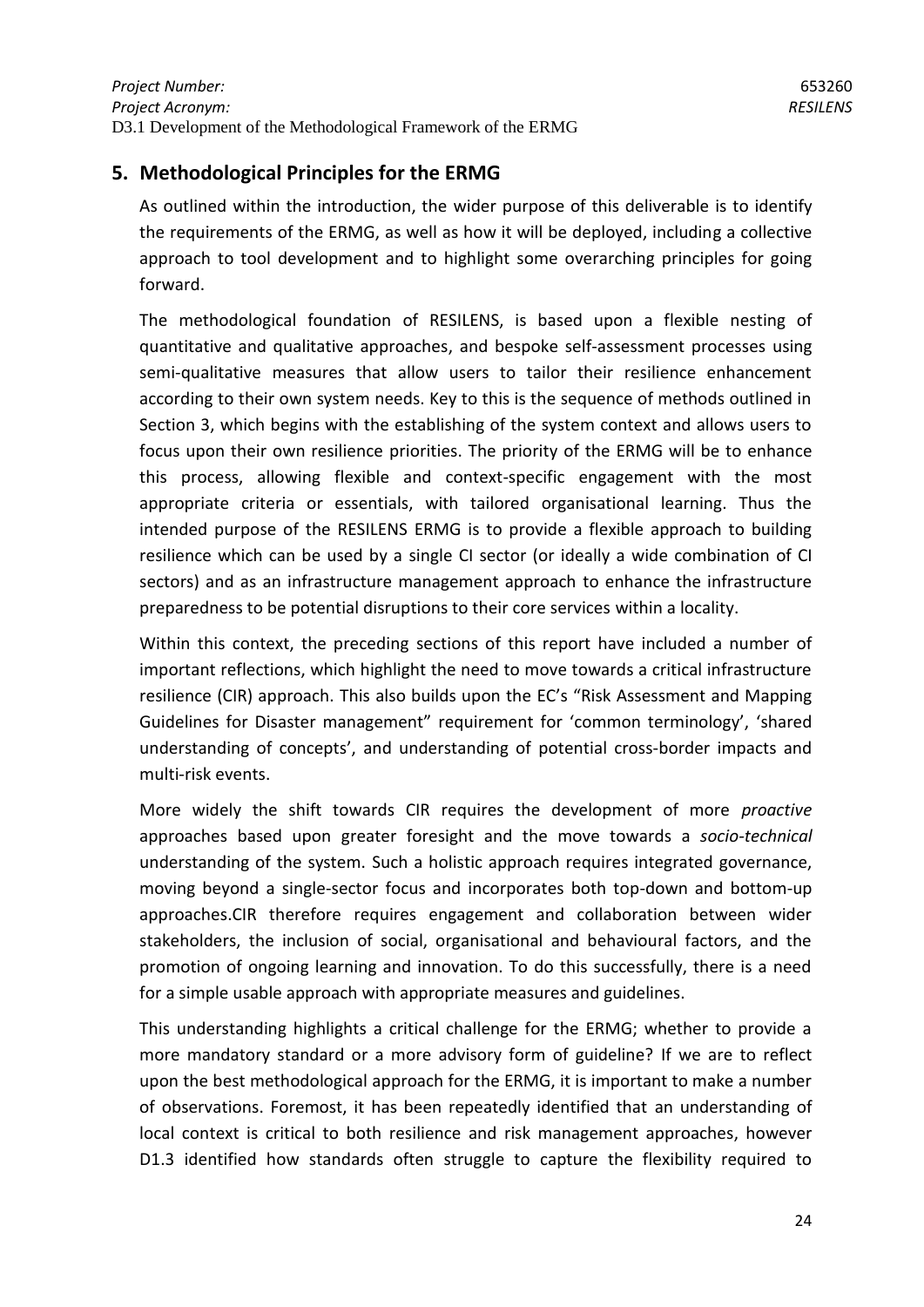## 5. Methodological Principles for the ERMG

As outlined within the introduction, the wider purpose of this deliverable is to identify the requirements of the ERMG, as well as how it will be deployed, including a collective approach to tool development and to highlight some overarching principles for going forward.

The methodological foundation of RESILENS, is based upon a flexible nesting of quantitative and qualitative approaches, and bespoke self-assessment processes using semi-qualitative measures that allow users to tailor their resilience enhancement according to their own system needs. Key to this is the sequence of methods outlined in Section 3, which begins with the establishing of the system context and allows users to focus upon their own resilience priorities. The priority of the ERMG will be to enhance this process, allowing flexible and context-specific engagement with the most appropriate criteria or essentials, with tailored organisational learning. Thus the intended purpose of the RESILENS ERMG is to provide a flexible approach to building resilience which can be used by a single CI sector (or ideally a wide combination of CI sectors) and as an infrastructure management approach to enhance the infrastructure preparedness to be potential disruptions to their core services within a locality.

Within this context, the preceding sections of this report have included a number of important reflections, which highlight the need to move towards a critical infrastructure resilience (CIR) approach. This also builds upon the EC's "Risk Assessment and Mapping Guidelines for Disaster management" requirement for 'common terminology', 'shared understanding of concepts', and understanding of potential cross-border impacts and multi-risk events.

More widely the shift towards CIR requires the development of more *proactive* approaches based upon greater foresight and the move towards a *socio-technical* understanding of the system. Such a holistic approach requires integrated governance, moving beyond a single-sector focus and incorporates both top-down and bottom-up approaches.CIR therefore requires engagement and collaboration between wider stakeholders, the inclusion of social, organisational and behavioural factors, and the promotion of ongoing learning and innovation. To do this successfully, there is a need for a simple usable approach with appropriate measures and guidelines.

This understanding highlights a critical challenge for the ERMG; whether to provide a more mandatory standard or a more advisory form of guideline? If we are to reflect upon the best methodological approach for the ERMG, it is important to make a number of observations. Foremost, it has been repeatedly identified that an understanding of local context is critical to both resilience and risk management approaches, however D1.3 identified how standards often struggle to capture the flexibility required to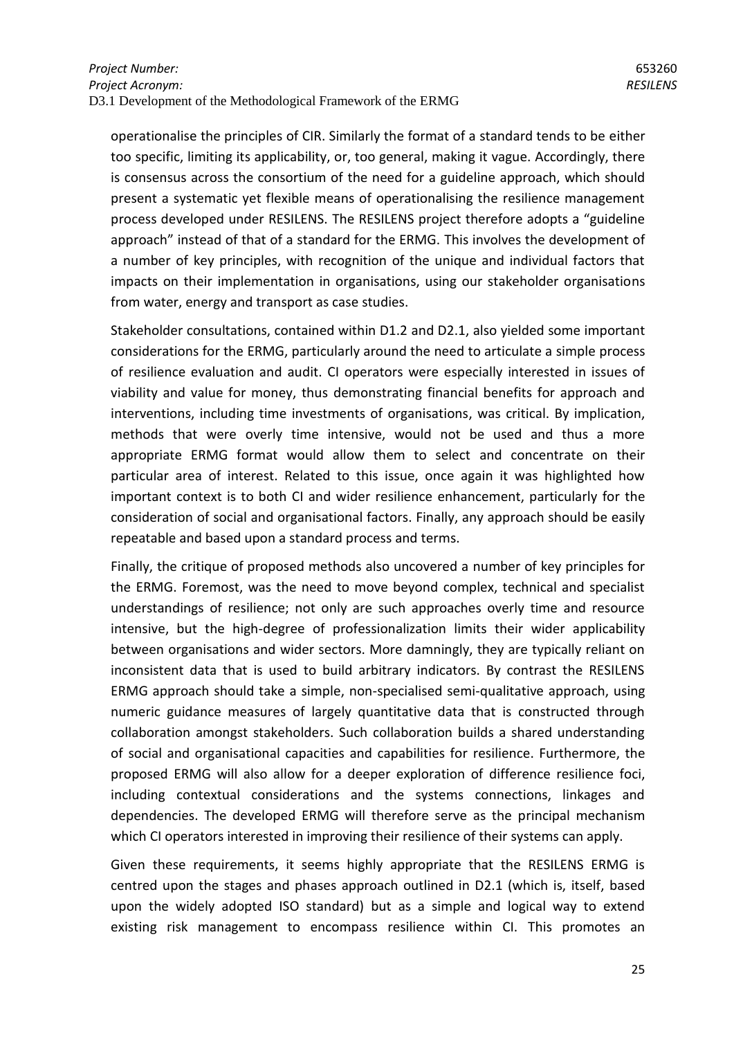operationalise the principles of CIR. Similarly the format of a standard tends to be either too specific, limiting its applicability, or, too general, making it vague. Accordingly, there is consensus across the consortium of the need for a guideline approach, which should present a systematic yet flexible means of operationalising the resilience management process developed under RESILENS. The RESILENS project therefore adopts a "guideline approach" instead of that of a standard for the ERMG. This involves the development of a number of key principles, with recognition of the unique and individual factors that impacts on their implementation in organisations, using our stakeholder organisations from water, energy and transport as case studies.

Stakeholder consultations, contained within D1.2 and D2.1, also yielded some important considerations for the ERMG, particularly around the need to articulate a simple process of resilience evaluation and audit. CI operators were especially interested in issues of viability and value for money, thus demonstrating financial benefits for approach and interventions, including time investments of organisations, was critical. By implication, methods that were overly time intensive, would not be used and thus a more appropriate ERMG format would allow them to select and concentrate on their particular area of interest. Related to this issue, once again it was highlighted how important context is to both CI and wider resilience enhancement, particularly for the consideration of social and organisational factors. Finally, any approach should be easily repeatable and based upon a standard process and terms.

Finally, the critique of proposed methods also uncovered a number of key principles for the ERMG. Foremost, was the need to move beyond complex, technical and specialist understandings of resilience; not only are such approaches overly time and resource intensive, but the high-degree of professionalization limits their wider applicability between organisations and wider sectors. More damningly, they are typically reliant on inconsistent data that is used to build arbitrary indicators. By contrast the RESILENS ERMG approach should take a simple, non-specialised semi-qualitative approach, using numeric guidance measures of largely quantitative data that is constructed through collaboration amongst stakeholders. Such collaboration builds a shared understanding of social and organisational capacities and capabilities for resilience. Furthermore, the proposed ERMG will also allow for a deeper exploration of difference resilience foci, including contextual considerations and the systems connections, linkages and dependencies. The developed ERMG will therefore serve as the principal mechanism which CI operators interested in improving their resilience of their systems can apply.

Given these requirements, it seems highly appropriate that the RESILENS ERMG is centred upon the stages and phases approach outlined in D2.1 (which is, itself, based upon the widely adopted ISO standard) but as a simple and logical way to extend existing risk management to encompass resilience within CI. This promotes an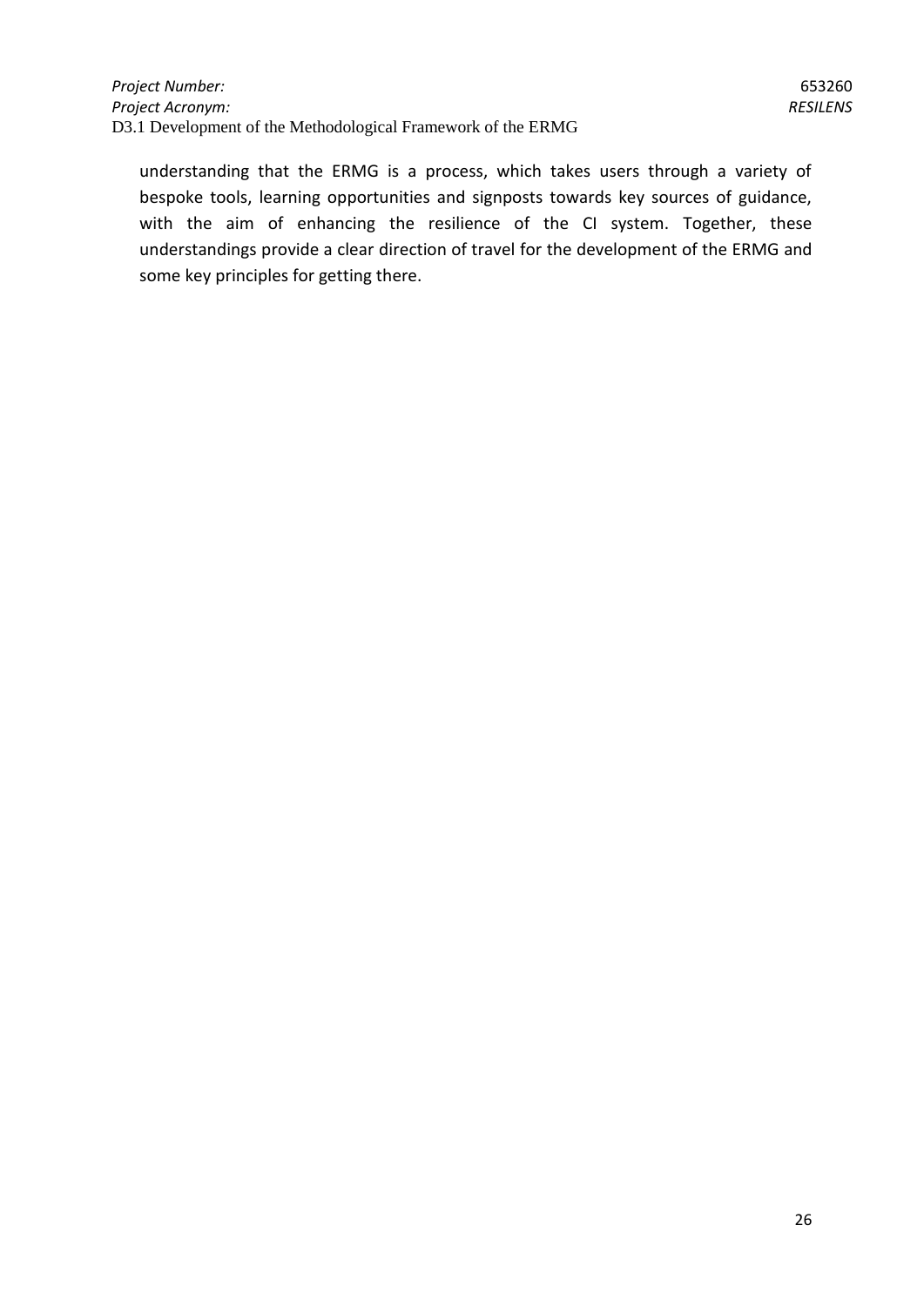understanding that the ERMG is a process, which takes users through a variety of bespoke tools, learning opportunities and signposts towards key sources of guidance, with the aim of enhancing the resilience of the CI system. Together, these understandings provide a clear direction of travel for the development of the ERMG and some key principles for getting there.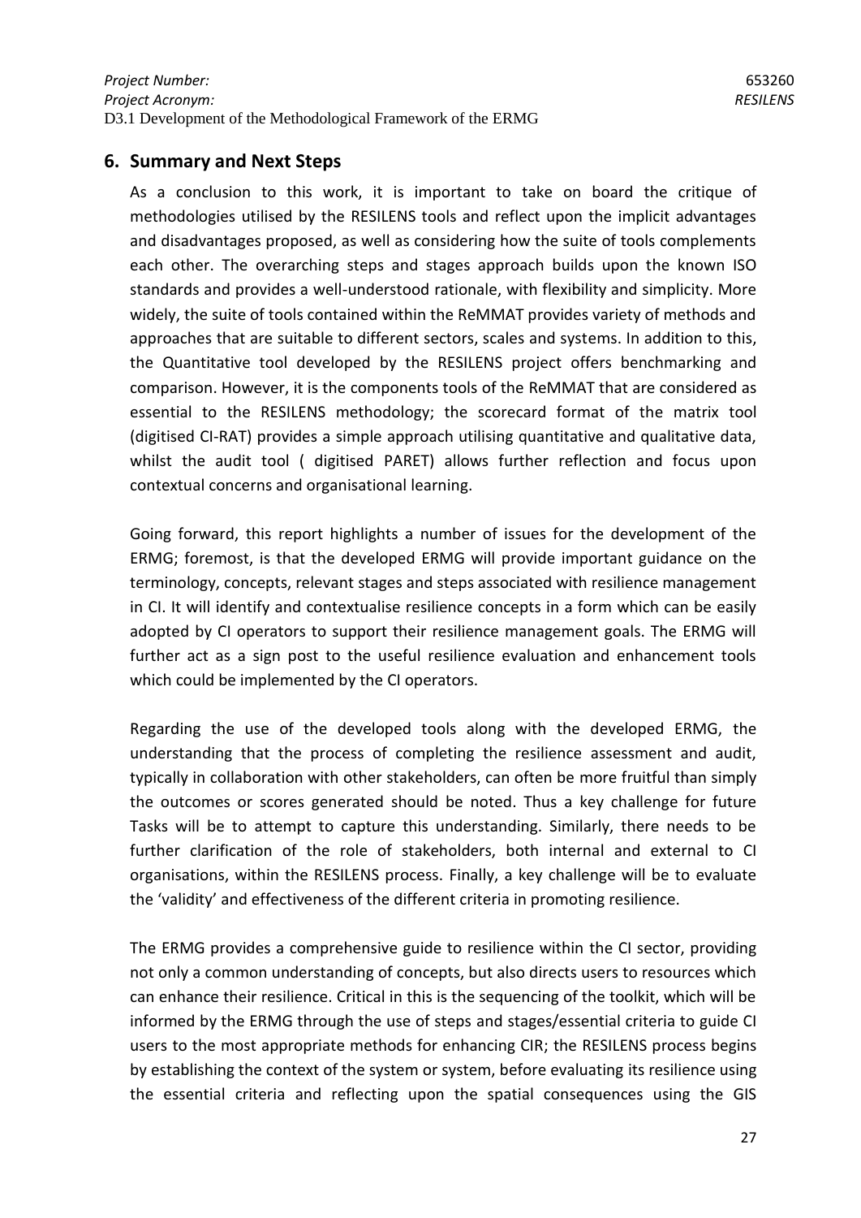## 6. Summary and Next Steps

As a conclusion to this work, it is important to take on board the critique of methodologies utilised by the RESILENS tools and reflect upon the implicit advantages and disadvantages proposed, as well as considering how the suite of tools complements each other. The overarching steps and stages approach builds upon the known ISO standards and provides a well-understood rationale, with flexibility and simplicity. More widely, the suite of tools contained within the ReMMAT provides variety of methods and approaches that are suitable to different sectors, scales and systems. In addition to this, the Quantitative tool developed by the RESILENS project offers benchmarking and comparison. However, it is the components tools of the ReMMAT that are considered as essential to the RESILENS methodology; the scorecard format of the matrix tool (digitised CI-RAT) provides a simple approach utilising quantitative and qualitative data, whilst the audit tool ( digitised PARET) allows further reflection and focus upon contextual concerns and organisational learning.

Going forward, this report highlights a number of issues for the development of the ERMG; foremost, is that the developed ERMG will provide important guidance on the terminology, concepts, relevant stages and steps associated with resilience management in CI. It will identify and contextualise resilience concepts in a form which can be easily adopted by CI operators to support their resilience management goals. The ERMG will further act as a sign post to the useful resilience evaluation and enhancement tools which could be implemented by the CI operators.

Regarding the use of the developed tools along with the developed ERMG, the understanding that the process of completing the resilience assessment and audit, typically in collaboration with other stakeholders, can often be more fruitful than simply the outcomes or scores generated should be noted. Thus a key challenge for future Tasks will be to attempt to capture this understanding. Similarly, there needs to be further clarification of the role of stakeholders, both internal and external to CI organisations, within the RESILENS process. Finally, a key challenge will be to evaluate the 'validity' and effectiveness of the different criteria in promoting resilience.

The ERMG provides a comprehensive guide to resilience within the CI sector, providing not only a common understanding of concepts, but also directs users to resources which can enhance their resilience. Critical in this is the sequencing of the toolkit, which will be informed by the ERMG through the use of steps and stages/essential criteria to guide CI users to the most appropriate methods for enhancing CIR; the RESILENS process begins by establishing the context of the system or system, before evaluating its resilience using the essential criteria and reflecting upon the spatial consequences using the GIS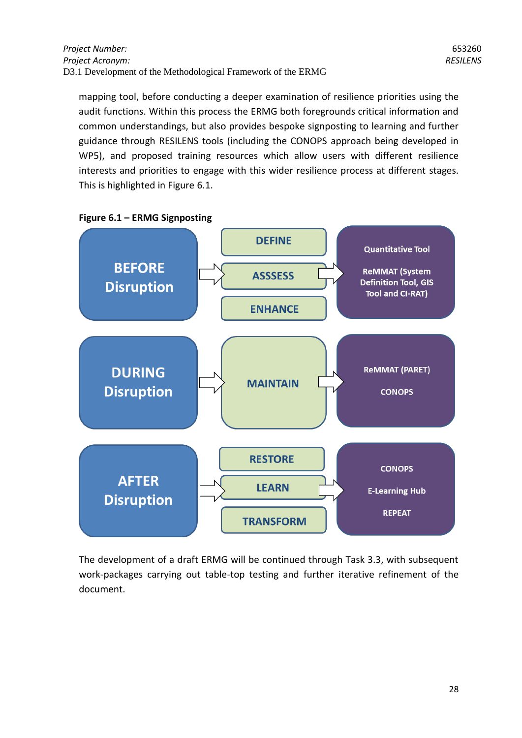mapping tool, before conducting a deeper examination of resilience priorities using the audit functions. Within this process the ERMG both foregrounds critical information and common understandings, but also provides bespoke signposting to learning and further guidance through RESILENS tools (including the CONOPS approach being developed in WP5), and proposed training resources which allow users with different resilience interests and priorities to engage with this wider resilience process at different stages. This is highlighted in Figure 6.1.

**Figure 6.1 – ERMG Signposting**

| Phase | Stage | Tools |
|---|---|---|
| BEFORE Disruption | DEFINE, ASSSESS, ENHANCE | Quantitative Tool; ReMMAT (System Definition Tool, GIS Tool and CI-RAT) |
| DURING Disruption | MAINTAIN | ReMMAT (PARET); CONOPS |
| AFTER Disruption | RESTORE, LEARN, TRANSFORM | CONOPS; E-Learning Hub; REPEAT |

The development of a draft ERMG will be continued through Task 3.3, with subsequent work-packages carrying out table-top testing and further iterative refinement of the document.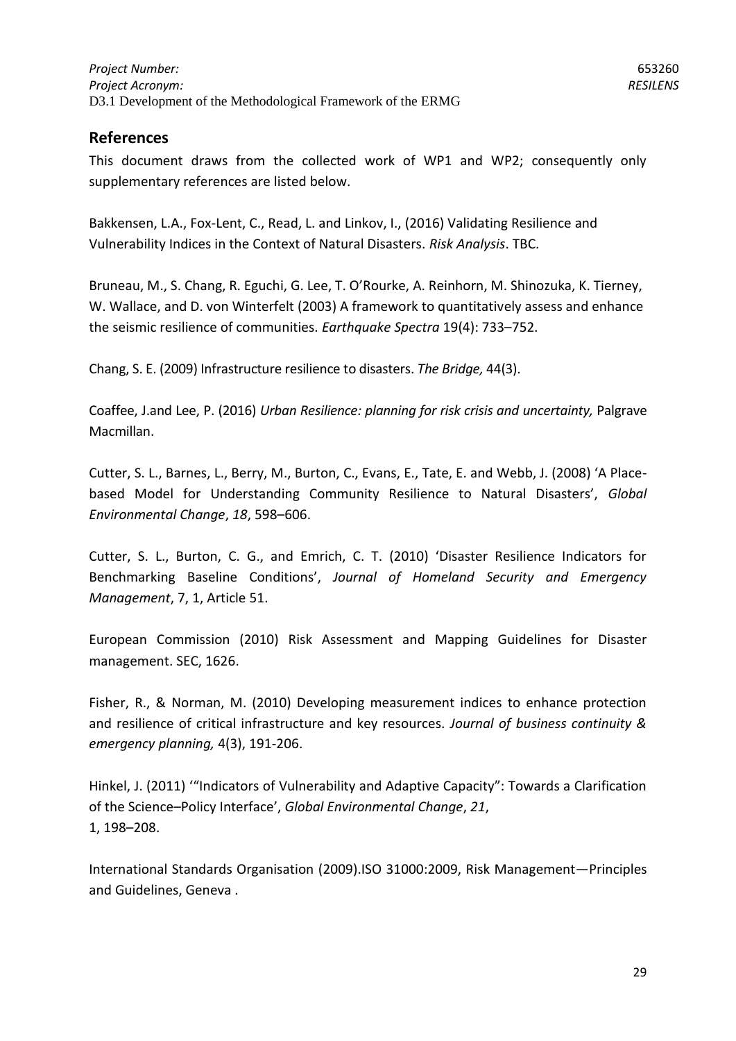## References

This document draws from the collected work of WP1 and WP2; consequently only supplementary references are listed below.

Bakkensen, L.A., Fox-Lent, C., Read, L. and Linkov, I., (2016) Validating Resilience and Vulnerability Indices in the Context of Natural Disasters. *Risk Analysis*. TBC.

Bruneau, M., S. Chang, R. Eguchi, G. Lee, T. O'Rourke, A. Reinhorn, M. Shinozuka, K. Tierney, W. Wallace, and D. von Winterfelt (2003) A framework to quantitatively assess and enhance the seismic resilience of communities. *Earthquake Spectra* 19(4): 733–752.

Chang, S. E. (2009) Infrastructure resilience to disasters. *The Bridge,* 44(3).

Coaffee, J.and Lee, P. (2016) *Urban Resilience: planning for risk crisis and uncertainty,* Palgrave Macmillan.

Cutter, S. L., Barnes, L., Berry, M., Burton, C., Evans, E., Tate, E. and Webb, J. (2008) 'A Place-based Model for Understanding Community Resilience to Natural Disasters', *Global Environmental Change*, *18*, 598–606.

Cutter, S. L., Burton, C. G., and Emrich, C. T. (2010) 'Disaster Resilience Indicators for Benchmarking Baseline Conditions', *Journal of Homeland Security and Emergency Management*, 7, 1, Article 51.

European Commission (2010) Risk Assessment and Mapping Guidelines for Disaster management. SEC, 1626.

Fisher, R., & Norman, M. (2010) Developing measurement indices to enhance protection and resilience of critical infrastructure and key resources. *Journal of business continuity & emergency planning,* 4(3), 191-206.

Hinkel, J. (2011) '"Indicators of Vulnerability and Adaptive Capacity": Towards a Clarification of the Science–Policy Interface', *Global Environmental Change*, *21*, 1, 198–208.

International Standards Organisation (2009).ISO 31000:2009, Risk Management—Principles and Guidelines, Geneva .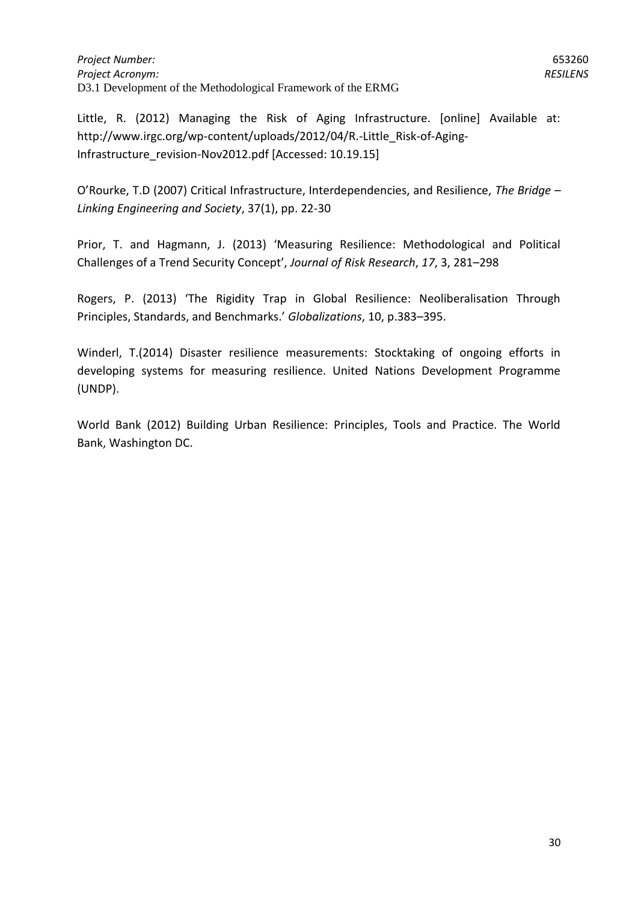Little, R. (2012) Managing the Risk of Aging Infrastructure. [online] Available at: http://www.irgc.org/wp-content/uploads/2012/04/R.-Little_Risk-of-Aging-Infrastructure_revision-Nov2012.pdf [Accessed: 10.19.15]

O'Rourke, T.D (2007) Critical Infrastructure, Interdependencies, and Resilience, *The Bridge – Linking Engineering and Society*, 37(1), pp. 22-30

Prior, T. and Hagmann, J. (2013) 'Measuring Resilience: Methodological and Political Challenges of a Trend Security Concept', *Journal of Risk Research*, *17*, 3, 281–298

Rogers, P. (2013) 'The Rigidity Trap in Global Resilience: Neoliberalisation Through Principles, Standards, and Benchmarks.' *Globalizations*, 10, p.383–395.

Winderl, T.(2014) Disaster resilience measurements: Stocktaking of ongoing efforts in developing systems for measuring resilience. United Nations Development Programme (UNDP).

World Bank (2012) Building Urban Resilience: Principles, Tools and Practice. The World Bank, Washington DC.